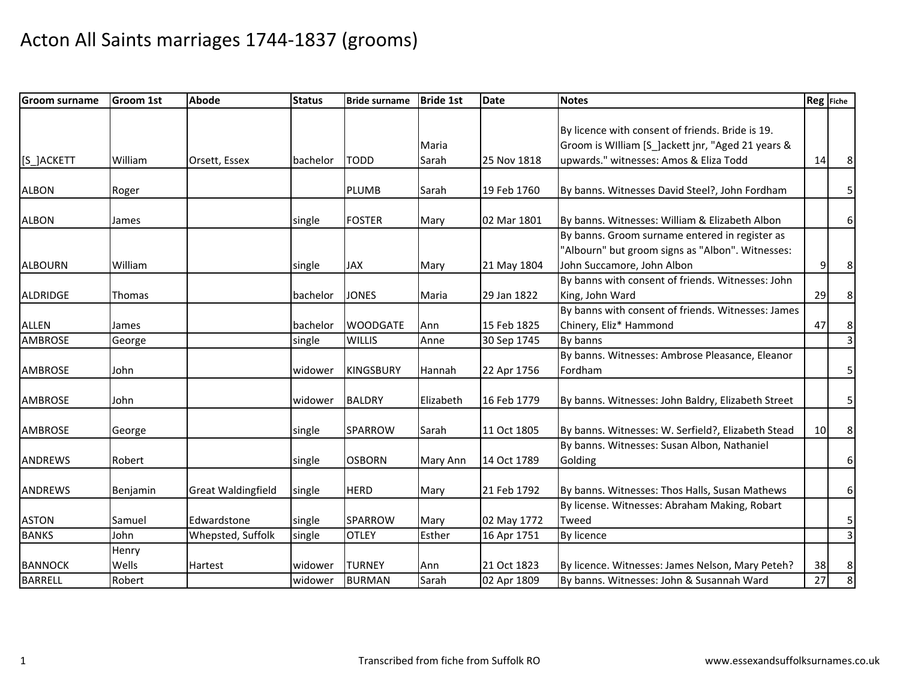# Acton All Saints marriages 1744-1837 (grooms)

| Groom surname | Groom 1st | Abode | Status | Bride surname | Bride 1st | Date | Notes | Reg | Fiche |
|---|---|---|---|---|---|---|---|---|---|
| [S_]ACKETT | William | Orsett, Essex | bachelor | TODD | Maria Sarah | 25 Nov 1818 | By licence with consent of friends. Bride is 19. Groom is WIlliam [S_]ackett jnr, "Aged 21 years & upwards." witnesses: Amos & Eliza Todd | 14 | 8 |
| ALBON | Roger | | | PLUMB | Sarah | 19 Feb 1760 | By banns. Witnesses David Steel?, John Fordham | | 5 |
| ALBON | James | | single | FOSTER | Mary | 02 Mar 1801 | By banns. Witnesses: William & Elizabeth Albon | | 6 |
| ALBOURN | William | | single | JAX | Mary | 21 May 1804 | By banns. Groom surname entered in register as "Albourn" but groom signs as "Albon". Witnesses: John Succamore, John Albon | 9 | 8 |
| ALDRIDGE | Thomas | | bachelor | JONES | Maria | 29 Jan 1822 | By banns with consent of friends. Witnesses: John King, John Ward | 29 | 8 |
| ALLEN | James | | bachelor | WOODGATE | Ann | 15 Feb 1825 | By banns with consent of friends. Witnesses: James Chinery, Eliz* Hammond | 47 | 8 |
| AMBROSE | George | | single | WILLIS | Anne | 30 Sep 1745 | By banns | | 3 |
| AMBROSE | John | | widower | KINGSBURY | Hannah | 22 Apr 1756 | By banns. Witnesses: Ambrose Pleasance, Eleanor Fordham | | 5 |
| AMBROSE | John | | widower | BALDRY | Elizabeth | 16 Feb 1779 | By banns. Witnesses: John Baldry, Elizabeth Street | | 5 |
| AMBROSE | George | | single | SPARROW | Sarah | 11 Oct 1805 | By banns. Witnesses: W. Serfield?, Elizabeth Stead | 10 | 8 |
| ANDREWS | Robert | | single | OSBORN | Mary Ann | 14 Oct 1789 | By banns. Witnesses: Susan Albon, Nathaniel Golding | | 6 |
| ANDREWS | Benjamin | Great Waldingfield | single | HERD | Mary | 21 Feb 1792 | By banns. Witnesses: Thos Halls, Susan Mathews | | 6 |
| ASTON | Samuel | Edwardstone | single | SPARROW | Mary | 02 May 1772 | By license. Witnesses: Abraham Making, Robart Tweed | | 5 |
| BANKS | John | Whepsted, Suffolk | single | OTLEY | Esther | 16 Apr 1751 | By licence | | 3 |
| BANNOCK | Henry Wells | Hartest | widower | TURNEY | Ann | 21 Oct 1823 | By licence. Witnesses: James Nelson, Mary Peteh? | 38 | 8 |
| BARRELL | Robert | | widower | BURMAN | Sarah | 02 Apr 1809 | By banns. Witnesses: John & Susannah Ward | 27 | 8 |

Transcribed from fiche from Suffolk RO

www.essexandsuffolksurnames.co.uk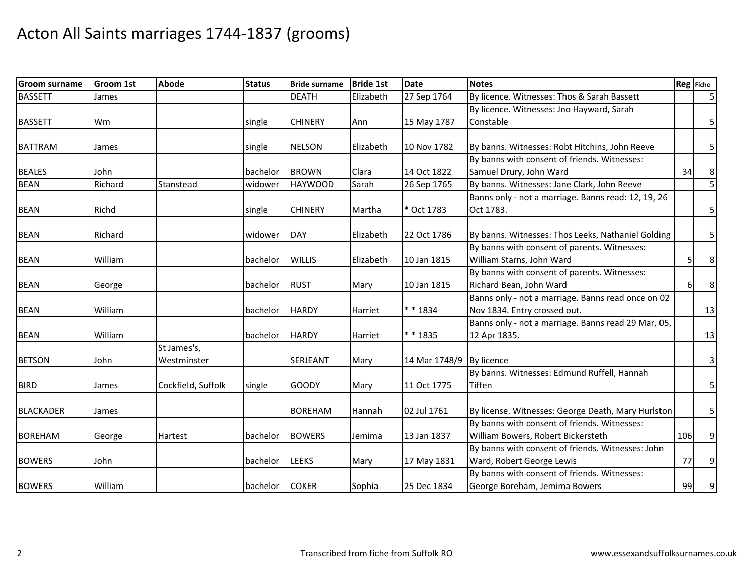# Acton All Saints marriages 1744-1837 (grooms)

| Groom surname | Groom 1st | Abode | Status | Bride surname | Bride 1st | Date | Notes | Reg | Fiche |
|---|---|---|---|---|---|---|---|---|---|
| BASSETT | James | | | DEATH | Elizabeth | 27 Sep 1764 | By licence. Witnesses: Thos & Sarah Bassett | | 5 |
| BASSETT | Wm | | single | CHINERY | Ann | 15 May 1787 | By licence. Witnesses: Jno Hayward, Sarah Constable | | 5 |
| BATTRAM | James | | single | NELSON | Elizabeth | 10 Nov 1782 | By banns. Witnesses: Robt Hitchins, John Reeve | | 5 |
| BEALES | John | | bachelor | BROWN | Clara | 14 Oct 1822 | By banns with consent of friends. Witnesses: Samuel Drury, John Ward | 34 | 8 |
| BEAN | Richard | Stanstead | widower | HAYWOOD | Sarah | 26 Sep 1765 | By banns. Witnesses: Jane Clark, John Reeve | | 5 |
| BEAN | Richd | | single | CHINERY | Martha | * Oct 1783 | Banns only - not a marriage. Banns read: 12, 19, 26 Oct 1783. | | 5 |
| BEAN | Richard | | widower | DAY | Elizabeth | 22 Oct 1786 | By banns. Witnesses: Thos Leeks, Nathaniel Golding | | 5 |
| BEAN | William | | bachelor | WILLIS | Elizabeth | 10 Jan 1815 | By banns with consent of parents. Witnesses: William Starns, John Ward | 5 | 8 |
| BEAN | George | | bachelor | RUST | Mary | 10 Jan 1815 | By banns with consent of parents. Witnesses: Richard Bean, John Ward | 6 | 8 |
| BEAN | William | | bachelor | HARDY | Harriet | * * 1834 | Banns only - not a marriage. Banns read once on 02 Nov 1834. Entry crossed out. | | 13 |
| BEAN | William | | bachelor | HARDY | Harriet | * * 1835 | Banns only - not a marriage. Banns read 29 Mar, 05, 12 Apr 1835. | | 13 |
| BETSON | John | St James's, Westminster | | SERJEANT | Mary | 14 Mar 1748/9 | By licence | | 3 |
| BIRD | James | Cockfield, Suffolk | single | GOODY | Mary | 11 Oct 1775 | By banns. Witnesses: Edmund Ruffell, Hannah Tiffen | | 5 |
| BLACKADER | James | | | BOREHAM | Hannah | 02 Jul 1761 | By license. Witnesses: George Death, Mary Hurlston | | 5 |
| BOREHAM | George | Hartest | bachelor | BOWERS | Jemima | 13 Jan 1837 | By banns with consent of friends. Witnesses: William Bowers, Robert Bickersteth | 106 | 9 |
| BOWERS | John | | bachelor | LEEKS | Mary | 17 May 1831 | By banns with consent of friends. Witnesses: John Ward, Robert George Lewis | 77 | 9 |
| BOWERS | William | | bachelor | COKER | Sophia | 25 Dec 1834 | By banns with consent of friends. Witnesses: George Boreham, Jemima Bowers | 99 | 9 |

Transcribed from fiche from Suffolk RO

www.essexandsuffolksurnames.co.uk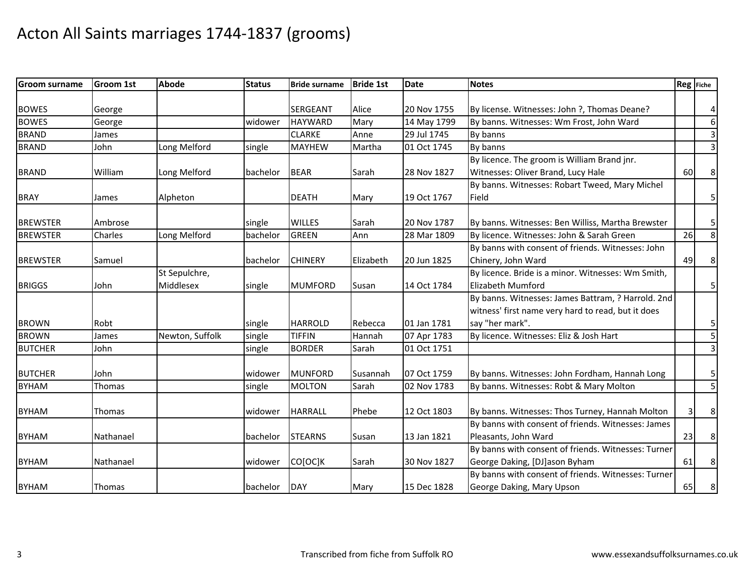# Acton All Saints marriages 1744-1837 (grooms)

| Groom surname | Groom 1st | Abode | Status | Bride surname | Bride 1st | Date | Notes | Reg | Fiche |
|---|---|---|---|---|---|---|---|---|---|
| BOWES | George | | | SERGEANT | Alice | 20 Nov 1755 | By license. Witnesses: John ?, Thomas Deane? | | 4 |
| BOWES | George | | widower | HAYWARD | Mary | 14 May 1799 | By banns. Witnesses: Wm Frost, John Ward | | 6 |
| BRAND | James | | | CLARKE | Anne | 29 Jul 1745 | By banns | | 3 |
| BRAND | John | Long Melford | single | MAYHEW | Martha | 01 Oct 1745 | By banns | | 3 |
| BRAND | William | Long Melford | bachelor | BEAR | Sarah | 28 Nov 1827 | By licence. The groom is William Brand jnr. Witnesses: Oliver Brand, Lucy Hale | 60 | 8 |
| BRAY | James | Alpheton | | DEATH | Mary | 19 Oct 1767 | By banns. Witnesses: Robart Tweed, Mary Michel Field | | 5 |
| BREWSTER | Ambrose | | single | WILLES | Sarah | 20 Nov 1787 | By banns. Witnesses: Ben Williss, Martha Brewster | | 5 |
| BREWSTER | Charles | Long Melford | bachelor | GREEN | Ann | 28 Mar 1809 | By licence. Witnesses: John & Sarah Green | 26 | 8 |
| BREWSTER | Samuel | | bachelor | CHINERY | Elizabeth | 20 Jun 1825 | By banns with consent of friends. Witnesses: John Chinery, John Ward | 49 | 8 |
| BRIGGS | John | St Sepulchre, Middlesex | single | MUMFORD | Susan | 14 Oct 1784 | By licence. Bride is a minor. Witnesses: Wm Smith, Elizabeth Mumford | | 5 |
| BROWN | Robt | | single | HARROLD | Rebecca | 01 Jan 1781 | By banns. Witnesses: James Battram, ? Harrold. 2nd witness' first name very hard to read, but it does say "her mark". | | 5 |
| BROWN | James | Newton, Suffolk | single | TIFFIN | Hannah | 07 Apr 1783 | By licence. Witnesses: Eliz & Josh Hart | | 5 |
| BUTCHER | John | | single | BORDER | Sarah | 01 Oct 1751 | | | 3 |
| BUTCHER | John | | widower | MUNFORD | Susannah | 07 Oct 1759 | By banns. Witnesses: John Fordham, Hannah Long | | 5 |
| BYHAM | Thomas | | single | MOLTON | Sarah | 02 Nov 1783 | By banns. Witnesses: Robt & Mary Molton | | 5 |
| BYHAM | Thomas | | widower | HARRALL | Phebe | 12 Oct 1803 | By banns. Witnesses: Thos Turney, Hannah Molton | 3 | 8 |
| BYHAM | Nathanael | | bachelor | STEARNS | Susan | 13 Jan 1821 | By banns with consent of friends. Witnesses: James Pleasants, John Ward | 23 | 8 |
| BYHAM | Nathanael | | widower | CO[OC]K | Sarah | 30 Nov 1827 | By banns with consent of friends. Witnesses: Turner George Daking, [DJ]ason Byham | 61 | 8 |
| BYHAM | Thomas | | bachelor | DAY | Mary | 15 Dec 1828 | By banns with consent of friends. Witnesses: Turner George Daking, Mary Upson | 65 | 8 |

Transcribed from fiche from Suffolk RO

www.essexandsuffolksurnames.co.uk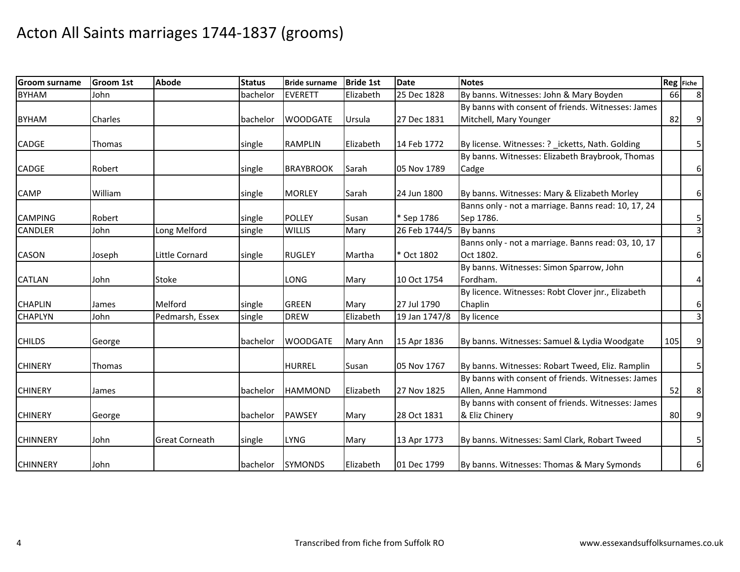# Acton All Saints marriages 1744-1837 (grooms)

| Groom surname | Groom 1st | Abode | Status | Bride surname | Bride 1st | Date | Notes | Reg | Fiche |
|---|---|---|---|---|---|---|---|---|---|
| BYHAM | John | | bachelor | EVERETT | Elizabeth | 25 Dec 1828 | By banns. Witnesses: John & Mary Boyden | 66 | 8 |
| BYHAM | Charles | | bachelor | WOODGATE | Ursula | 27 Dec 1831 | By banns with consent of friends. Witnesses: James Mitchell, Mary Younger | 82 | 9 |
| CADGE | Thomas | | single | RAMPLIN | Elizabeth | 14 Feb 1772 | By license. Witnesses: ? _icketts, Nath. Golding | | 5 |
| CADGE | Robert | | single | BRAYBROOK | Sarah | 05 Nov 1789 | By banns. Witnesses: Elizabeth Braybrook, Thomas Cadge | | 6 |
| CAMP | William | | single | MORLEY | Sarah | 24 Jun 1800 | By banns. Witnesses: Mary & Elizabeth Morley | | 6 |
| CAMPING | Robert | | single | POLLEY | Susan | * Sep 1786 | Banns only - not a marriage. Banns read: 10, 17, 24 Sep 1786. | | 5 |
| CANDLER | John | Long Melford | single | WILLIS | Mary | 26 Feb 1744/5 | By banns | | 3 |
| CASON | Joseph | Little Cornard | single | RUGLEY | Martha | * Oct 1802 | Banns only - not a marriage. Banns read: 03, 10, 17 Oct 1802. | | 6 |
| CATLAN | John | Stoke | | LONG | Mary | 10 Oct 1754 | By banns. Witnesses: Simon Sparrow, John Fordham. | | 4 |
| CHAPLIN | James | Melford | single | GREEN | Mary | 27 Jul 1790 | By licence. Witnesses: Robt Clover jnr., Elizabeth Chaplin | | 6 |
| CHAPLYN | John | Pedmarsh, Essex | single | DREW | Elizabeth | 19 Jan 1747/8 | By licence | | 3 |
| CHILDS | George | | bachelor | WOODGATE | Mary Ann | 15 Apr 1836 | By banns. Witnesses: Samuel & Lydia Woodgate | 105 | 9 |
| CHINERY | Thomas | | | HURREL | Susan | 05 Nov 1767 | By banns. Witnesses: Robart Tweed, Eliz. Ramplin | | 5 |
| CHINERY | James | | bachelor | HAMMOND | Elizabeth | 27 Nov 1825 | By banns with consent of friends. Witnesses: James Allen, Anne Hammond | 52 | 8 |
| CHINERY | George | | bachelor | PAWSEY | Mary | 28 Oct 1831 | By banns with consent of friends. Witnesses: James & Eliz Chinery | 80 | 9 |
| CHINNERY | John | Great Corneath | single | LYNG | Mary | 13 Apr 1773 | By banns. Witnesses: Saml Clark, Robart Tweed | | 5 |
| CHINNERY | John | | bachelor | SYMONDS | Elizabeth | 01 Dec 1799 | By banns. Witnesses: Thomas & Mary Symonds | | 6 |

Transcribed from fiche from Suffolk RO

www.essexandsuffolksurnames.co.uk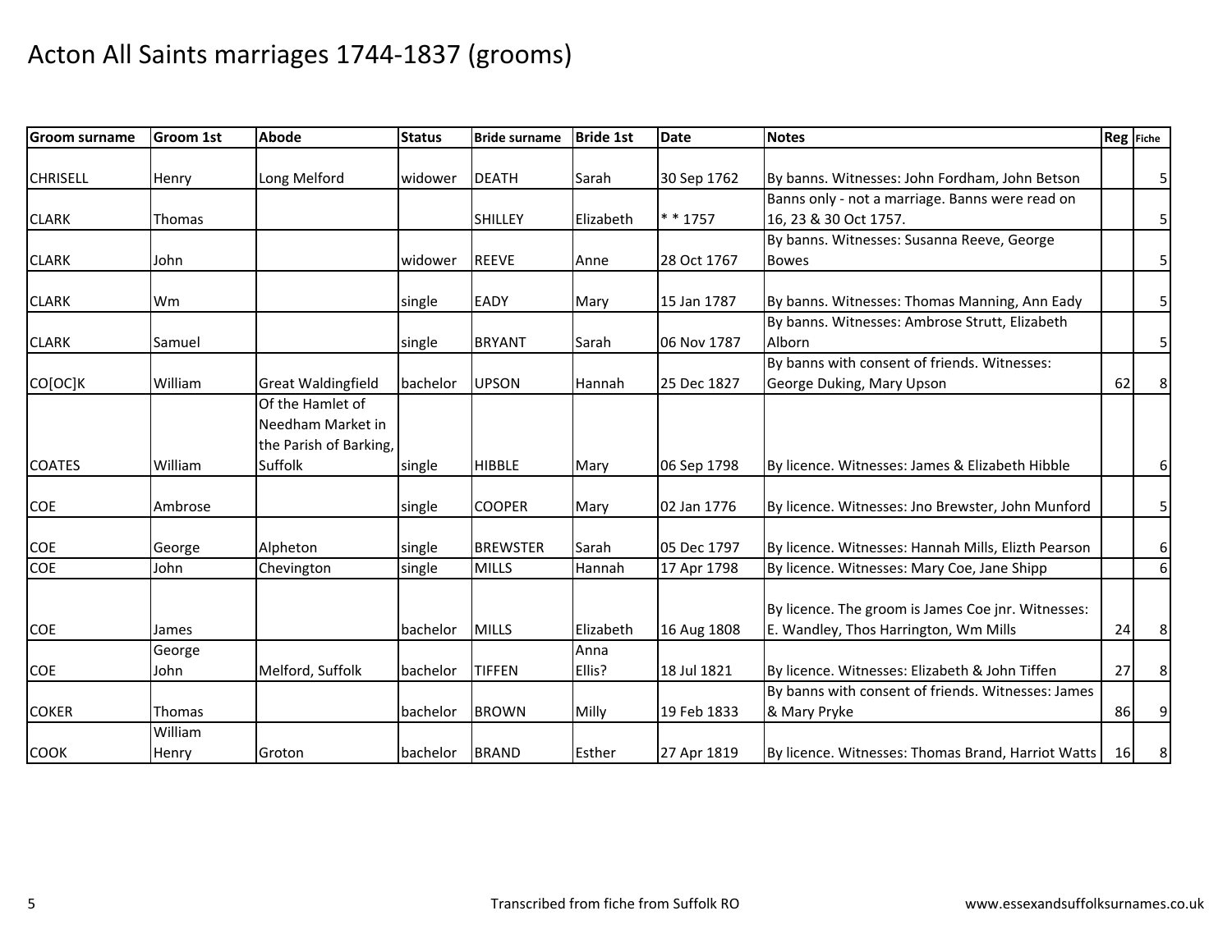# Acton All Saints marriages 1744-1837 (grooms)

| Groom surname | Groom 1st | Abode | Status | Bride surname | Bride 1st | Date | Notes | Reg | Fiche |
|---|---|---|---|---|---|---|---|---|---|
| CHRISELL | Henry | Long Melford | widower | DEATH | Sarah | 30 Sep 1762 | By banns. Witnesses: John Fordham, John Betson | | 5 |
| CLARK | Thomas | | | SHILLEY | Elizabeth | * * 1757 | Banns only - not a marriage. Banns were read on 16, 23 & 30 Oct 1757. | | 5 |
| CLARK | John | | widower | REEVE | Anne | 28 Oct 1767 | By banns. Witnesses: Susanna Reeve, George Bowes | | 5 |
| CLARK | Wm | | single | EADY | Mary | 15 Jan 1787 | By banns. Witnesses: Thomas Manning, Ann Eady | | 5 |
| CLARK | Samuel | | single | BRYANT | Sarah | 06 Nov 1787 | By banns. Witnesses: Ambrose Strutt, Elizabeth Alborn | | 5 |
| CO[OC]K | William | Great Waldingfield | bachelor | UPSON | Hannah | 25 Dec 1827 | By banns with consent of friends. Witnesses: George Duking, Mary Upson | 62 | 8 |
| COATES | William | Of the Hamlet of Needham Market in the Parish of Barking, Suffolk | single | HIBBLE | Mary | 06 Sep 1798 | By licence. Witnesses: James & Elizabeth Hibble | | 6 |
| COE | Ambrose | | single | COOPER | Mary | 02 Jan 1776 | By licence. Witnesses: Jno Brewster, John Munford | | 5 |
| COE | George | Alpheton | single | BREWSTER | Sarah | 05 Dec 1797 | By licence. Witnesses: Hannah Mills, Elizth Pearson | | 6 |
| COE | John | Chevington | single | MILLS | Hannah | 17 Apr 1798 | By licence. Witnesses: Mary Coe, Jane Shipp | | 6 |
| COE | James | | bachelor | MILLS | Elizabeth | 16 Aug 1808 | By licence. The groom is James Coe jnr. Witnesses: E. Wandley, Thos Harrington, Wm Mills | 24 | 8 |
| COE | George John | Melford, Suffolk | bachelor | TIFFEN | Anna Ellis? | 18 Jul 1821 | By licence. Witnesses: Elizabeth & John Tiffen | 27 | 8 |
| COKER | Thomas | | bachelor | BROWN | Milly | 19 Feb 1833 | By banns with consent of friends. Witnesses: James & Mary Pryke | 86 | 9 |
| COOK | William Henry | Groton | bachelor | BRAND | Esther | 27 Apr 1819 | By licence. Witnesses: Thomas Brand, Harriot Watts | 16 | 8 |

Transcribed from fiche from Suffolk RO

www.essexandsuffolksurnames.co.uk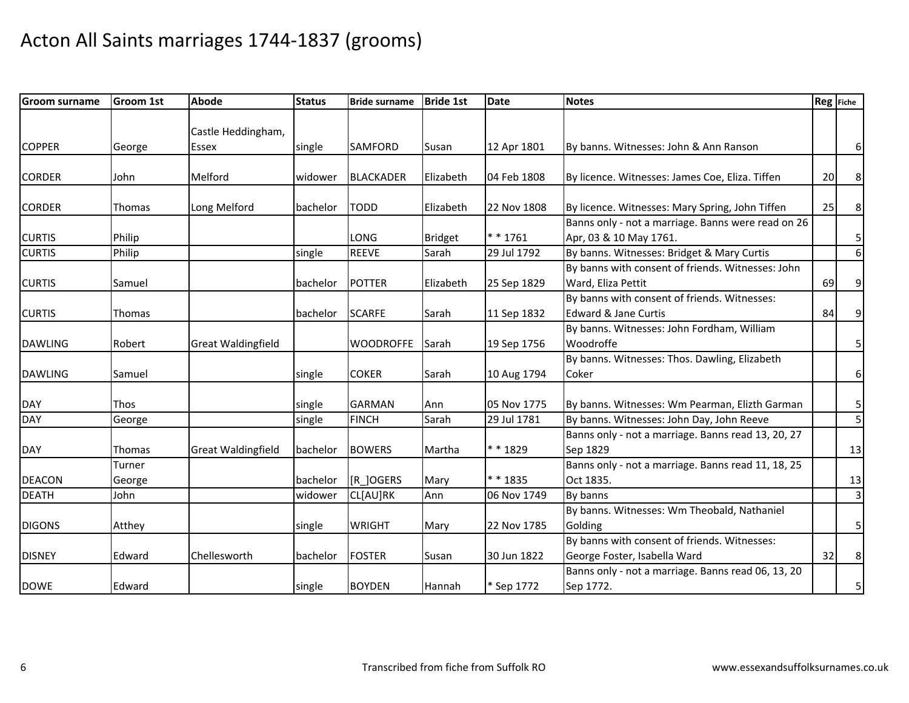# Acton All Saints marriages 1744-1837 (grooms)

| Groom surname | Groom 1st | Abode | Status | Bride surname | Bride 1st | Date | Notes | Reg | Fiche |
|---|---|---|---|---|---|---|---|---|---|
| COPPER | George | Castle Heddingham, Essex | single | SAMFORD | Susan | 12 Apr 1801 | By banns. Witnesses: John & Ann Ranson | | 6 |
| CORDER | John | Melford | widower | BLACKADER | Elizabeth | 04 Feb 1808 | By licence. Witnesses: James Coe, Eliza. Tiffen | 20 | 8 |
| CORDER | Thomas | Long Melford | bachelor | TODD | Elizabeth | 22 Nov 1808 | By licence. Witnesses: Mary Spring, John Tiffen | 25 | 8 |
| CURTIS | Philip | | | LONG | Bridget | * * 1761 | Banns only - not a marriage. Banns were read on 26 Apr, 03 & 10 May 1761. | | 5 |
| CURTIS | Philip | | single | REEVE | Sarah | 29 Jul 1792 | By banns. Witnesses: Bridget & Mary Curtis | | 6 |
| CURTIS | Samuel | | bachelor | POTTER | Elizabeth | 25 Sep 1829 | By banns with consent of friends. Witnesses: John Ward, Eliza Pettit | 69 | 9 |
| CURTIS | Thomas | | bachelor | SCARFE | Sarah | 11 Sep 1832 | By banns with consent of friends. Witnesses: Edward & Jane Curtis | 84 | 9 |
| DAWLING | Robert | Great Waldingfield | | WOODROFFE | Sarah | 19 Sep 1756 | By banns. Witnesses: John Fordham, William Woodroffe | | 5 |
| DAWLING | Samuel | | single | COKER | Sarah | 10 Aug 1794 | By banns. Witnesses: Thos. Dawling, Elizabeth Coker | | 6 |
| DAY | Thos | | single | GARMAN | Ann | 05 Nov 1775 | By banns. Witnesses: Wm Pearman, Elizth Garman | | 5 |
| DAY | George | | single | FINCH | Sarah | 29 Jul 1781 | By banns. Witnesses: John Day, John Reeve | | 5 |
| DAY | Thomas | Great Waldingfield | bachelor | BOWERS | Martha | * * 1829 | Banns only - not a marriage. Banns read 13, 20, 27 Sep 1829 | | 13 |
| DEACON | Turner George | | bachelor | [R_]OGERS | Mary | * * 1835 | Banns only - not a marriage. Banns read 11, 18, 25 Oct 1835. | | 13 |
| DEATH | John | | widower | CL[AU]RK | Ann | 06 Nov 1749 | By banns | | 3 |
| DIGONS | Atthey | | single | WRIGHT | Mary | 22 Nov 1785 | By banns. Witnesses: Wm Theobald, Nathaniel Golding | | 5 |
| DISNEY | Edward | Chellesworth | bachelor | FOSTER | Susan | 30 Jun 1822 | By banns with consent of friends. Witnesses: George Foster, Isabella Ward | 32 | 8 |
| DOWE | Edward | | single | BOYDEN | Hannah | * Sep 1772 | Banns only - not a marriage. Banns read 06, 13, 20 Sep 1772. | | 5 |

Transcribed from fiche from Suffolk RO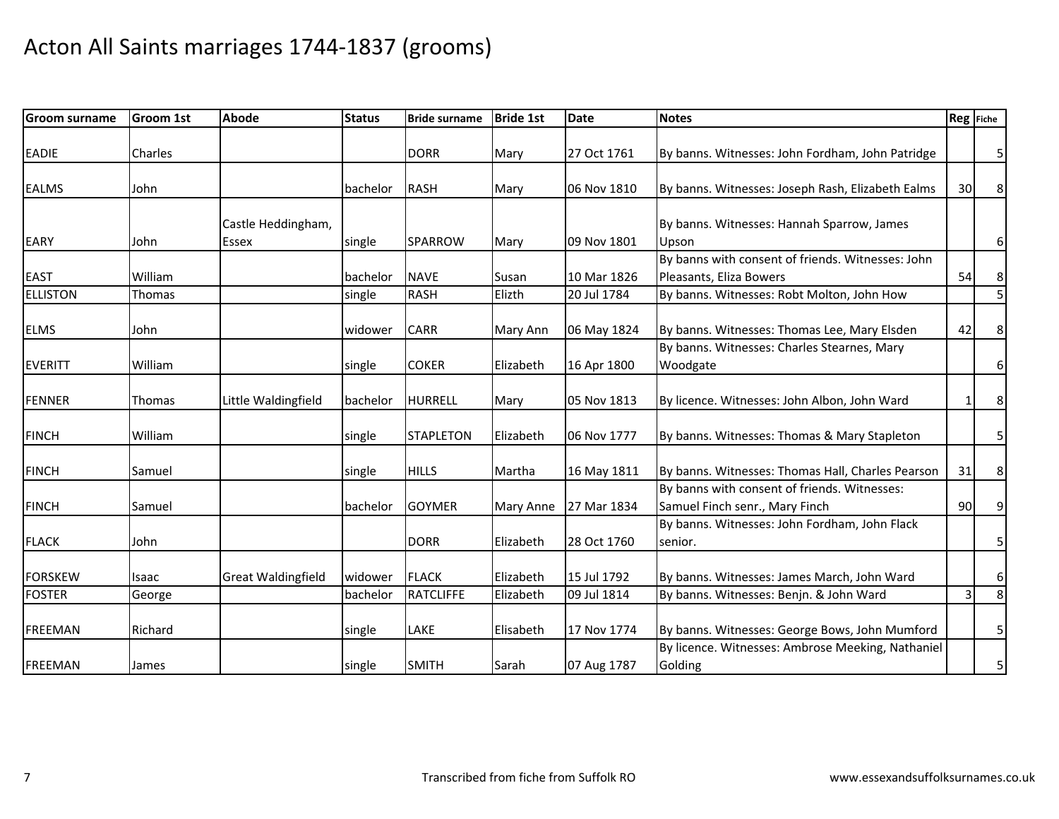# Acton All Saints marriages 1744-1837 (grooms)

| Groom surname | Groom 1st | Abode | Status | Bride surname | Bride 1st | Date | Notes | Reg | Fiche |
|---|---|---|---|---|---|---|---|---|---|
| EADIE | Charles | | | DORR | Mary | 27 Oct 1761 | By banns. Witnesses: John Fordham, John Patridge | | 5 |
| EALMS | John | | bachelor | RASH | Mary | 06 Nov 1810 | By banns. Witnesses: Joseph Rash, Elizabeth Ealms | 30 | 8 |
| EARY | John | Castle Heddingham, Essex | single | SPARROW | Mary | 09 Nov 1801 | By banns. Witnesses: Hannah Sparrow, James Upson | | 6 |
| EAST | William | | bachelor | NAVE | Susan | 10 Mar 1826 | By banns with consent of friends. Witnesses: John Pleasants, Eliza Bowers | 54 | 8 |
| ELLISTON | Thomas | | single | RASH | Elizth | 20 Jul 1784 | By banns. Witnesses: Robt Molton, John How | | 5 |
| ELMS | John | | widower | CARR | Mary Ann | 06 May 1824 | By banns. Witnesses: Thomas Lee, Mary Elsden | 42 | 8 |
| EVERITT | William | | single | COKER | Elizabeth | 16 Apr 1800 | By banns. Witnesses: Charles Stearnes, Mary Woodgate | | 6 |
| FENNER | Thomas | Little Waldingfield | bachelor | HURRELL | Mary | 05 Nov 1813 | By licence. Witnesses: John Albon, John Ward | 1 | 8 |
| FINCH | William | | single | STAPLETON | Elizabeth | 06 Nov 1777 | By banns. Witnesses: Thomas & Mary Stapleton | | 5 |
| FINCH | Samuel | | single | HILLS | Martha | 16 May 1811 | By banns. Witnesses: Thomas Hall, Charles Pearson | 31 | 8 |
| FINCH | Samuel | | bachelor | GOYMER | Mary Anne | 27 Mar 1834 | By banns with consent of friends. Witnesses: Samuel Finch senr., Mary Finch | 90 | 9 |
| FLACK | John | | | DORR | Elizabeth | 28 Oct 1760 | By banns. Witnesses: John Fordham, John Flack senior. | | 5 |
| FORSKEW | Isaac | Great Waldingfield | widower | FLACK | Elizabeth | 15 Jul 1792 | By banns. Witnesses: James March, John Ward | | 6 |
| FOSTER | George | | bachelor | RATCLIFFE | Elizabeth | 09 Jul 1814 | By banns. Witnesses: Benjn. & John Ward | 3 | 8 |
| FREEMAN | Richard | | single | LAKE | Elisabeth | 17 Nov 1774 | By banns. Witnesses: George Bows, John Mumford | | 5 |
| FREEMAN | James | | single | SMITH | Sarah | 07 Aug 1787 | By licence. Witnesses: Ambrose Meeking, Nathaniel Golding | | 5 |

Transcribed from fiche from Suffolk RO

www.essexandsuffolksurnames.co.uk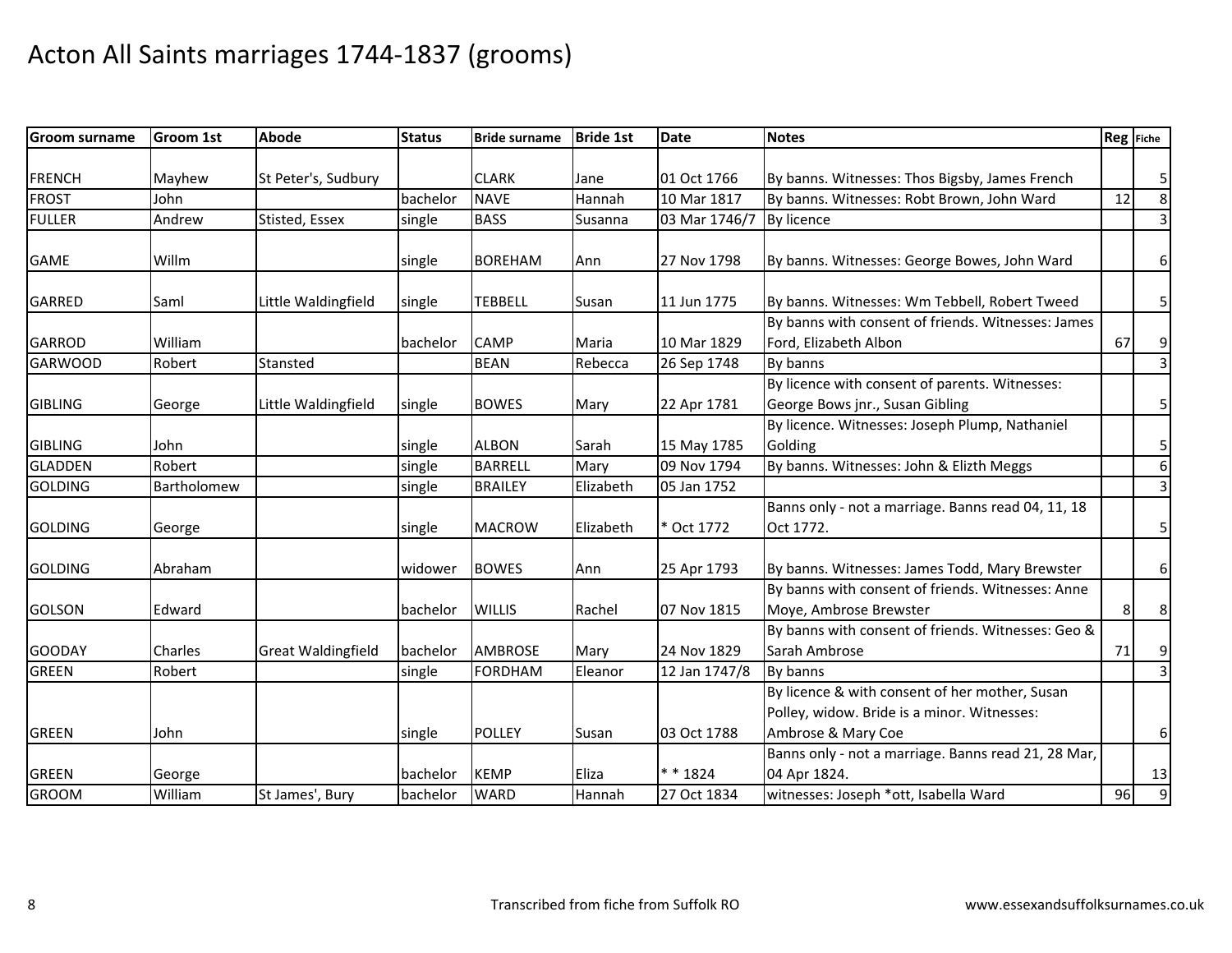# Acton All Saints marriages 1744-1837 (grooms)

| Groom surname | Groom 1st | Abode | Status | Bride surname | Bride 1st | Date | Notes | Reg | Fiche |
|---|---|---|---|---|---|---|---|---|---|
| FRENCH | Mayhew | St Peter's, Sudbury | | CLARK | Jane | 01 Oct 1766 | By banns. Witnesses: Thos Bigsby, James French | | 5 |
| FROST | John | | bachelor | NAVE | Hannah | 10 Mar 1817 | By banns. Witnesses: Robt Brown, John Ward | 12 | 8 |
| FULLER | Andrew | Stisted, Essex | single | BASS | Susanna | 03 Mar 1746/7 | By licence | | 3 |
| GAME | Willm | | single | BOREHAM | Ann | 27 Nov 1798 | By banns. Witnesses: George Bowes, John Ward | | 6 |
| GARRED | Saml | Little Waldingfield | single | TEBBELL | Susan | 11 Jun 1775 | By banns. Witnesses: Wm Tebbell, Robert Tweed | | 5 |
| GARROD | William | | bachelor | CAMP | Maria | 10 Mar 1829 | By banns with consent of friends. Witnesses: James Ford, Elizabeth Albon | 67 | 9 |
| GARWOOD | Robert | Stansted | | BEAN | Rebecca | 26 Sep 1748 | By banns | | 3 |
| GIBLING | George | Little Waldingfield | single | BOWES | Mary | 22 Apr 1781 | By licence with consent of parents. Witnesses: George Bows jnr., Susan Gibling | | 5 |
| GIBLING | John | | single | ALBON | Sarah | 15 May 1785 | By licence. Witnesses: Joseph Plump, Nathaniel Golding | | 5 |
| GLADDEN | Robert | | single | BARRELL | Mary | 09 Nov 1794 | By banns. Witnesses: John & Elizth Meggs | | 6 |
| GOLDING | Bartholomew | | single | BRAILEY | Elizabeth | 05 Jan 1752 | | | 3 |
| GOLDING | George | | single | MACROW | Elizabeth | * Oct 1772 | Banns only - not a marriage. Banns read 04, 11, 18 Oct 1772. | | 5 |
| GOLDING | Abraham | | widower | BOWES | Ann | 25 Apr 1793 | By banns. Witnesses: James Todd, Mary Brewster | | 6 |
| GOLSON | Edward | | bachelor | WILLIS | Rachel | 07 Nov 1815 | By banns with consent of friends. Witnesses: Anne Moye, Ambrose Brewster | 8 | 8 |
| GOODAY | Charles | Great Waldingfield | bachelor | AMBROSE | Mary | 24 Nov 1829 | By banns with consent of friends. Witnesses: Geo & Sarah Ambrose | 71 | 9 |
| GREEN | Robert | | single | FORDHAM | Eleanor | 12 Jan 1747/8 | By banns | | 3 |
| GREEN | John | | single | POLLEY | Susan | 03 Oct 1788 | By licence & with consent of her mother, Susan Polley, widow. Bride is a minor. Witnesses: Ambrose & Mary Coe | | 6 |
| GREEN | George | | bachelor | KEMP | Eliza | * * 1824 | Banns only - not a marriage. Banns read 21, 28 Mar, 04 Apr 1824. | | 13 |
| GROOM | William | St James', Bury | bachelor | WARD | Hannah | 27 Oct 1834 | witnesses: Joseph *ott, Isabella Ward | 96 | 9 |

Transcribed from fiche from Suffolk RO

www.essexandsuffolksurnames.co.uk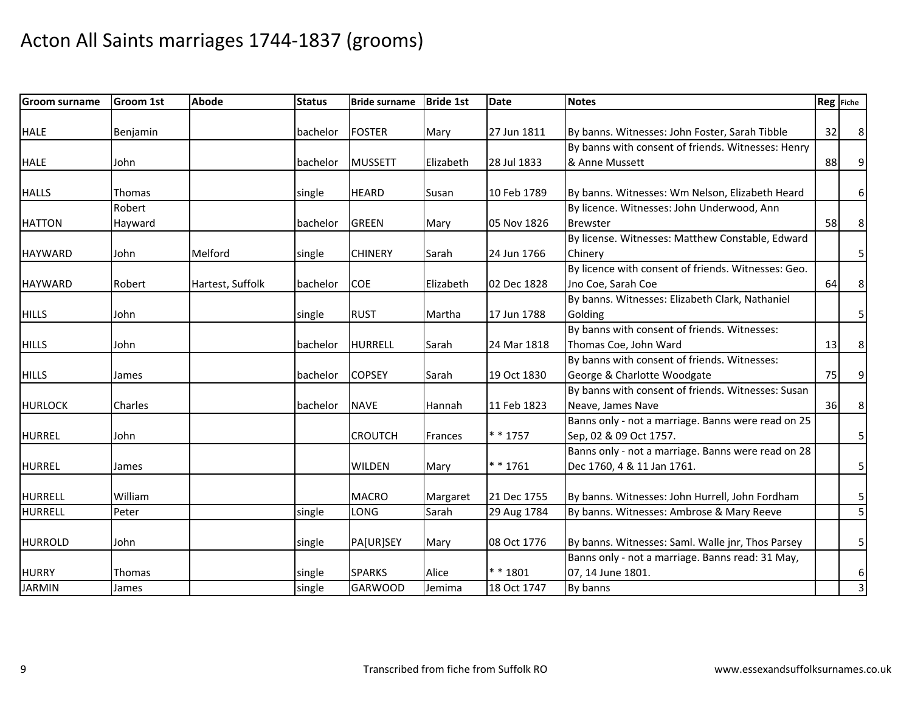# Acton All Saints marriages 1744-1837 (grooms)

| Groom surname | Groom 1st | Abode | Status | Bride surname | Bride 1st | Date | Notes | Reg | Fiche |
|---|---|---|---|---|---|---|---|---|---|
| HALE | Benjamin | | bachelor | FOSTER | Mary | 27 Jun 1811 | By banns. Witnesses: John Foster, Sarah Tibble | 32 | 8 |
| HALE | John | | bachelor | MUSSETT | Elizabeth | 28 Jul 1833 | By banns with consent of friends. Witnesses: Henry & Anne Mussett | 88 | 9 |
| HALLS | Thomas | | single | HEARD | Susan | 10 Feb 1789 | By banns. Witnesses: Wm Nelson, Elizabeth Heard | | 6 |
| HATTON | Robert Hayward | | bachelor | GREEN | Mary | 05 Nov 1826 | By licence. Witnesses: John Underwood, Ann Brewster | 58 | 8 |
| HAYWARD | John | Melford | single | CHINERY | Sarah | 24 Jun 1766 | By license. Witnesses: Matthew Constable, Edward Chinery | | 5 |
| HAYWARD | Robert | Hartest, Suffolk | bachelor | COE | Elizabeth | 02 Dec 1828 | By licence with consent of friends. Witnesses: Geo. Jno Coe, Sarah Coe | 64 | 8 |
| HILLS | John | | single | RUST | Martha | 17 Jun 1788 | By banns. Witnesses: Elizabeth Clark, Nathaniel Golding | | 5 |
| HILLS | John | | bachelor | HURRELL | Sarah | 24 Mar 1818 | By banns with consent of friends. Witnesses: Thomas Coe, John Ward | 13 | 8 |
| HILLS | James | | bachelor | COPSEY | Sarah | 19 Oct 1830 | By banns with consent of friends. Witnesses: George & Charlotte Woodgate | 75 | 9 |
| HURLOCK | Charles | | bachelor | NAVE | Hannah | 11 Feb 1823 | By banns with consent of friends. Witnesses: Susan Neave, James Nave | 36 | 8 |
| HURREL | John | | | CROUTCH | Frances | * * 1757 | Banns only - not a marriage. Banns were read on 25 Sep, 02 & 09 Oct 1757. | | 5 |
| HURREL | James | | | WILDEN | Mary | * * 1761 | Banns only - not a marriage. Banns were read on 28 Dec 1760, 4 & 11 Jan 1761. | | 5 |
| HURRELL | William | | | MACRO | Margaret | 21 Dec 1755 | By banns. Witnesses: John Hurrell, John Fordham | | 5 |
| HURRELL | Peter | | single | LONG | Sarah | 29 Aug 1784 | By banns. Witnesses: Ambrose & Mary Reeve | | 5 |
| HURROLD | John | | single | PA[UR]SEY | Mary | 08 Oct 1776 | By banns. Witnesses: Saml. Walle jnr, Thos Parsey | | 5 |
| HURRY | Thomas | | single | SPARKS | Alice | * * 1801 | Banns only - not a marriage. Banns read: 31 May, 07, 14 June 1801. | | 6 |
| JARMIN | James | | single | GARWOOD | Jemima | 18 Oct 1747 | By banns | | 3 |

Transcribed from fiche from Suffolk RO www.essexandsuffolksurnames.co.uk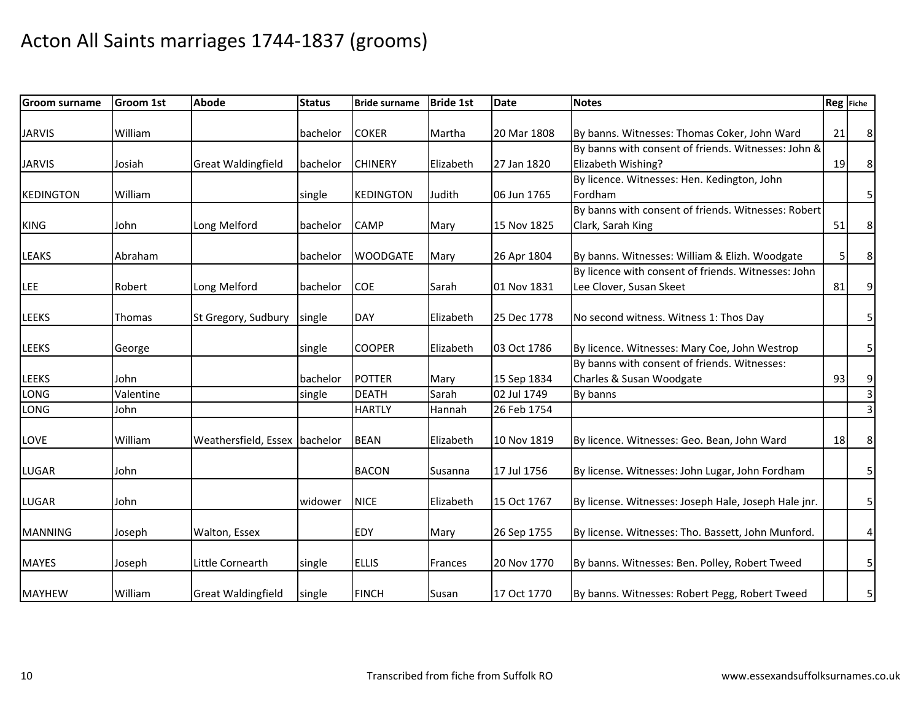# Acton All Saints marriages 1744-1837 (grooms)

| Groom surname | Groom 1st | Abode | Status | Bride surname | Bride 1st | Date | Notes | Reg | Fiche |
|---|---|---|---|---|---|---|---|---|---|
| JARVIS | William | | bachelor | COKER | Martha | 20 Mar 1808 | By banns. Witnesses: Thomas Coker, John Ward | 21 | 8 |
| JARVIS | Josiah | Great Waldingfield | bachelor | CHINERY | Elizabeth | 27 Jan 1820 | By banns with consent of friends. Witnesses: John & Elizabeth Wishing? | 19 | 8 |
| KEDINGTON | William | | single | KEDINGTON | Judith | 06 Jun 1765 | By licence. Witnesses: Hen. Kedington, John Fordham | | 5 |
| KING | John | Long Melford | bachelor | CAMP | Mary | 15 Nov 1825 | By banns with consent of friends. Witnesses: Robert Clark, Sarah King | 51 | 8 |
| LEAKS | Abraham | | bachelor | WOODGATE | Mary | 26 Apr 1804 | By banns. Witnesses: William & Elizh. Woodgate | 5 | 8 |
| LEE | Robert | Long Melford | bachelor | COE | Sarah | 01 Nov 1831 | By licence with consent of friends. Witnesses: John Lee Clover, Susan Skeet | 81 | 9 |
| LEEKS | Thomas | St Gregory, Sudbury | single | DAY | Elizabeth | 25 Dec 1778 | No second witness. Witness 1: Thos Day | | 5 |
| LEEKS | George | | single | COOPER | Elizabeth | 03 Oct 1786 | By licence. Witnesses: Mary Coe, John Westrop | | 5 |
| LEEKS | John | | bachelor | POTTER | Mary | 15 Sep 1834 | By banns with consent of friends. Witnesses: Charles & Susan Woodgate | 93 | 9 |
| LONG | Valentine | | single | DEATH | Sarah | 02 Jul 1749 | By banns | | 3 |
| LONG | John | | | HARTLY | Hannah | 26 Feb 1754 | | | 3 |
| LOVE | William | Weathersfield, Essex | bachelor | BEAN | Elizabeth | 10 Nov 1819 | By licence. Witnesses: Geo. Bean, John Ward | 18 | 8 |
| LUGAR | John | | | BACON | Susanna | 17 Jul 1756 | By license. Witnesses: John Lugar, John Fordham | | 5 |
| LUGAR | John | | widower | NICE | Elizabeth | 15 Oct 1767 | By license. Witnesses: Joseph Hale, Joseph Hale jnr. | | 5 |
| MANNING | Joseph | Walton, Essex | | EDY | Mary | 26 Sep 1755 | By license. Witnesses: Tho. Bassett, John Munford. | | 4 |
| MAYES | Joseph | Little Cornearth | single | ELLIS | Frances | 20 Nov 1770 | By banns. Witnesses: Ben. Polley, Robert Tweed | | 5 |
| MAYHEW | William | Great Waldingfield | single | FINCH | Susan | 17 Oct 1770 | By banns. Witnesses: Robert Pegg, Robert Tweed | | 5 |

Transcribed from fiche from Suffolk RO

www.essexandsuffolksurnames.co.uk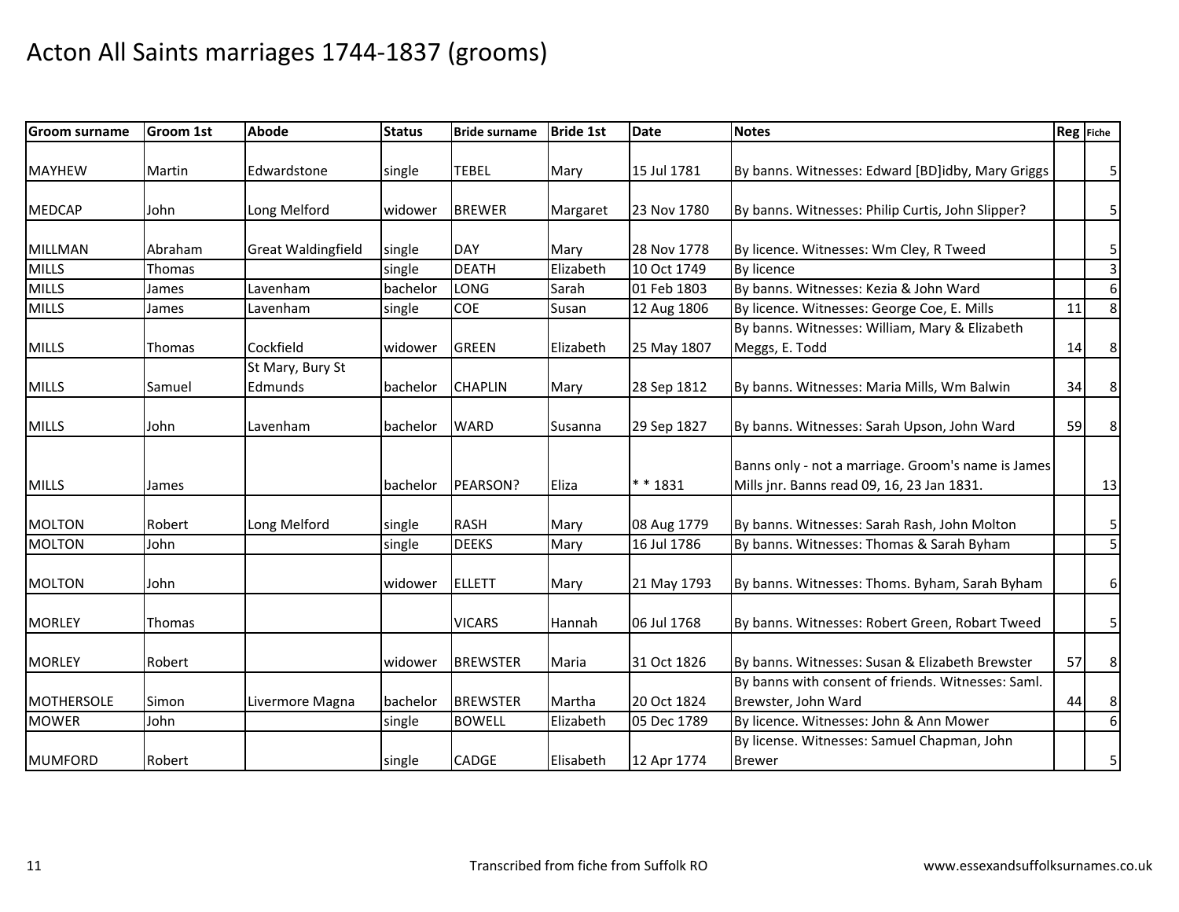# Acton All Saints marriages 1744-1837 (grooms)

| Groom surname | Groom 1st | Abode | Status | Bride surname | Bride 1st | Date | Notes | Reg | Fiche |
|---|---|---|---|---|---|---|---|---|---|
| MAYHEW | Martin | Edwardstone | single | TEBEL | Mary | 15 Jul 1781 | By banns. Witnesses: Edward [BD]idby, Mary Griggs | | 5 |
| MEDCAP | John | Long Melford | widower | BREWER | Margaret | 23 Nov 1780 | By banns. Witnesses: Philip Curtis, John Slipper? | | 5 |
| MILLMAN | Abraham | Great Waldingfield | single | DAY | Mary | 28 Nov 1778 | By licence. Witnesses: Wm Cley, R Tweed | | 5 |
| MILLS | Thomas | | single | DEATH | Elizabeth | 10 Oct 1749 | By licence | | 3 |
| MILLS | James | Lavenham | bachelor | LONG | Sarah | 01 Feb 1803 | By banns. Witnesses: Kezia & John Ward | | 6 |
| MILLS | James | Lavenham | single | COE | Susan | 12 Aug 1806 | By licence. Witnesses: George Coe, E. Mills | 11 | 8 |
| MILLS | Thomas | Cockfield | widower | GREEN | Elizabeth | 25 May 1807 | By banns. Witnesses: William, Mary & Elizabeth Meggs, E. Todd | 14 | 8 |
| MILLS | Samuel | St Mary, Bury St Edmunds | bachelor | CHAPLIN | Mary | 28 Sep 1812 | By banns. Witnesses: Maria Mills, Wm Balwin | 34 | 8 |
| MILLS | John | Lavenham | bachelor | WARD | Susanna | 29 Sep 1827 | By banns. Witnesses: Sarah Upson, John Ward | 59 | 8 |
| MILLS | James | | bachelor | PEARSON? | Eliza | * * 1831 | Banns only - not a marriage. Groom's name is James Mills jnr. Banns read 09, 16, 23 Jan 1831. | | 13 |
| MOLTON | Robert | Long Melford | single | RASH | Mary | 08 Aug 1779 | By banns. Witnesses: Sarah Rash, John Molton | | 5 |
| MOLTON | John | | single | DEEKS | Mary | 16 Jul 1786 | By banns. Witnesses: Thomas & Sarah Byham | | 5 |
| MOLTON | John | | widower | ELLETT | Mary | 21 May 1793 | By banns. Witnesses: Thoms. Byham, Sarah Byham | | 6 |
| MORLEY | Thomas | | | VICARS | Hannah | 06 Jul 1768 | By banns. Witnesses: Robert Green, Robart Tweed | | 5 |
| MORLEY | Robert | | widower | BREWSTER | Maria | 31 Oct 1826 | By banns. Witnesses: Susan & Elizabeth Brewster | 57 | 8 |
| MOTHERSOLE | Simon | Livermore Magna | bachelor | BREWSTER | Martha | 20 Oct 1824 | By banns with consent of friends. Witnesses: Saml. Brewster, John Ward | 44 | 8 |
| MOWER | John | | single | BOWELL | Elizabeth | 05 Dec 1789 | By licence. Witnesses: John & Ann Mower | | 6 |
| MUMFORD | Robert | | single | CADGE | Elisabeth | 12 Apr 1774 | By license. Witnesses: Samuel Chapman, John Brewer | | 5 |

Transcribed from fiche from Suffolk RO

www.essexandsuffolksurnames.co.uk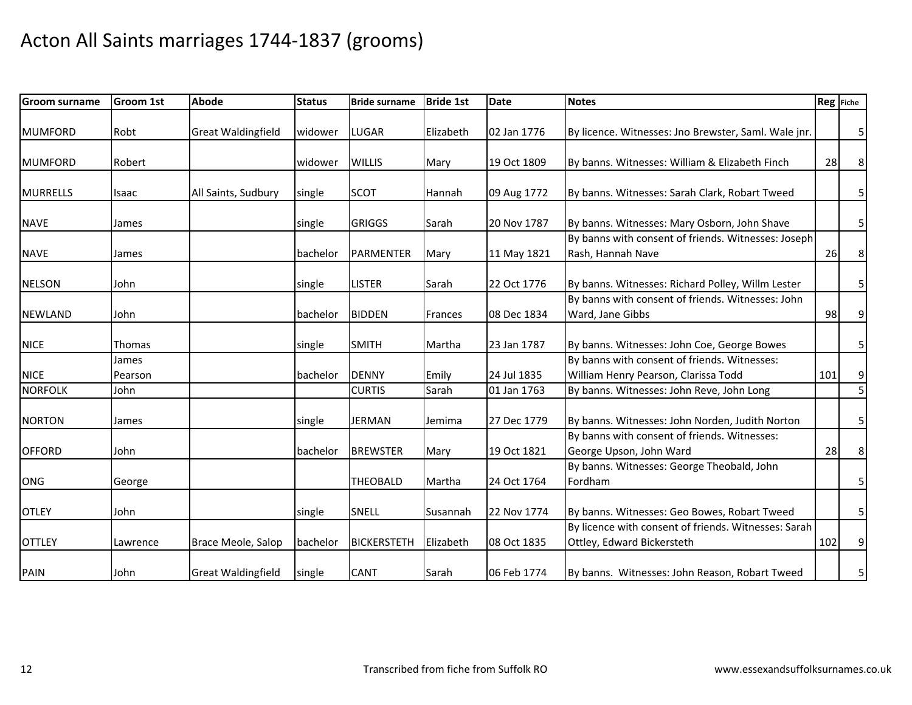# Acton All Saints marriages 1744-1837 (grooms)

| Groom surname | Groom 1st | Abode | Status | Bride surname | Bride 1st | Date | Notes | Reg | Fiche |
|---|---|---|---|---|---|---|---|---|---|
| MUMFORD | Robt | Great Waldingfield | widower | LUGAR | Elizabeth | 02 Jan 1776 | By licence. Witnesses: Jno Brewster, Saml. Wale jnr. | | 5 |
| MUMFORD | Robert | | widower | WILLIS | Mary | 19 Oct 1809 | By banns. Witnesses: William & Elizabeth Finch | 28 | 8 |
| MURRELLS | Isaac | All Saints, Sudbury | single | SCOT | Hannah | 09 Aug 1772 | By banns. Witnesses: Sarah Clark, Robart Tweed | | 5 |
| NAVE | James | | single | GRIGGS | Sarah | 20 Nov 1787 | By banns. Witnesses: Mary Osborn, John Shave | | 5 |
| NAVE | James | | bachelor | PARMENTER | Mary | 11 May 1821 | By banns with consent of friends. Witnesses: Joseph Rash, Hannah Nave | 26 | 8 |
| NELSON | John | | single | LISTER | Sarah | 22 Oct 1776 | By banns. Witnesses: Richard Polley, Willm Lester | | 5 |
| NEWLAND | John | | bachelor | BIDDEN | Frances | 08 Dec 1834 | By banns with consent of friends. Witnesses: John Ward, Jane Gibbs | 98 | 9 |
| NICE | Thomas | | single | SMITH | Martha | 23 Jan 1787 | By banns. Witnesses: John Coe, George Bowes | | 5 |
| NICE | James Pearson | | bachelor | DENNY | Emily | 24 Jul 1835 | By banns with consent of friends. Witnesses: William Henry Pearson, Clarissa Todd | 101 | 9 |
| NORFOLK | John | | | CURTIS | Sarah | 01 Jan 1763 | By banns. Witnesses: John Reve, John Long | | 5 |
| NORTON | James | | single | JERMAN | Jemima | 27 Dec 1779 | By banns. Witnesses: John Norden, Judith Norton | | 5 |
| OFFORD | John | | bachelor | BREWSTER | Mary | 19 Oct 1821 | By banns with consent of friends. Witnesses: George Upson, John Ward | 28 | 8 |
| ONG | George | | | THEOBALD | Martha | 24 Oct 1764 | By banns. Witnesses: George Theobald, John Fordham | | 5 |
| OTLEY | John | | single | SNELL | Susannah | 22 Nov 1774 | By banns. Witnesses: Geo Bowes, Robart Tweed | | 5 |
| OTTLEY | Lawrence | Brace Meole, Salop | bachelor | BICKERSTETH | Elizabeth | 08 Oct 1835 | By licence with consent of friends. Witnesses: Sarah Ottley, Edward Bickersteth | 102 | 9 |
| PAIN | John | Great Waldingfield | single | CANT | Sarah | 06 Feb 1774 | By banns. Witnesses: John Reason, Robart Tweed | | 5 |

Transcribed from fiche from Suffolk RO

www.essexandsuffolksurnames.co.uk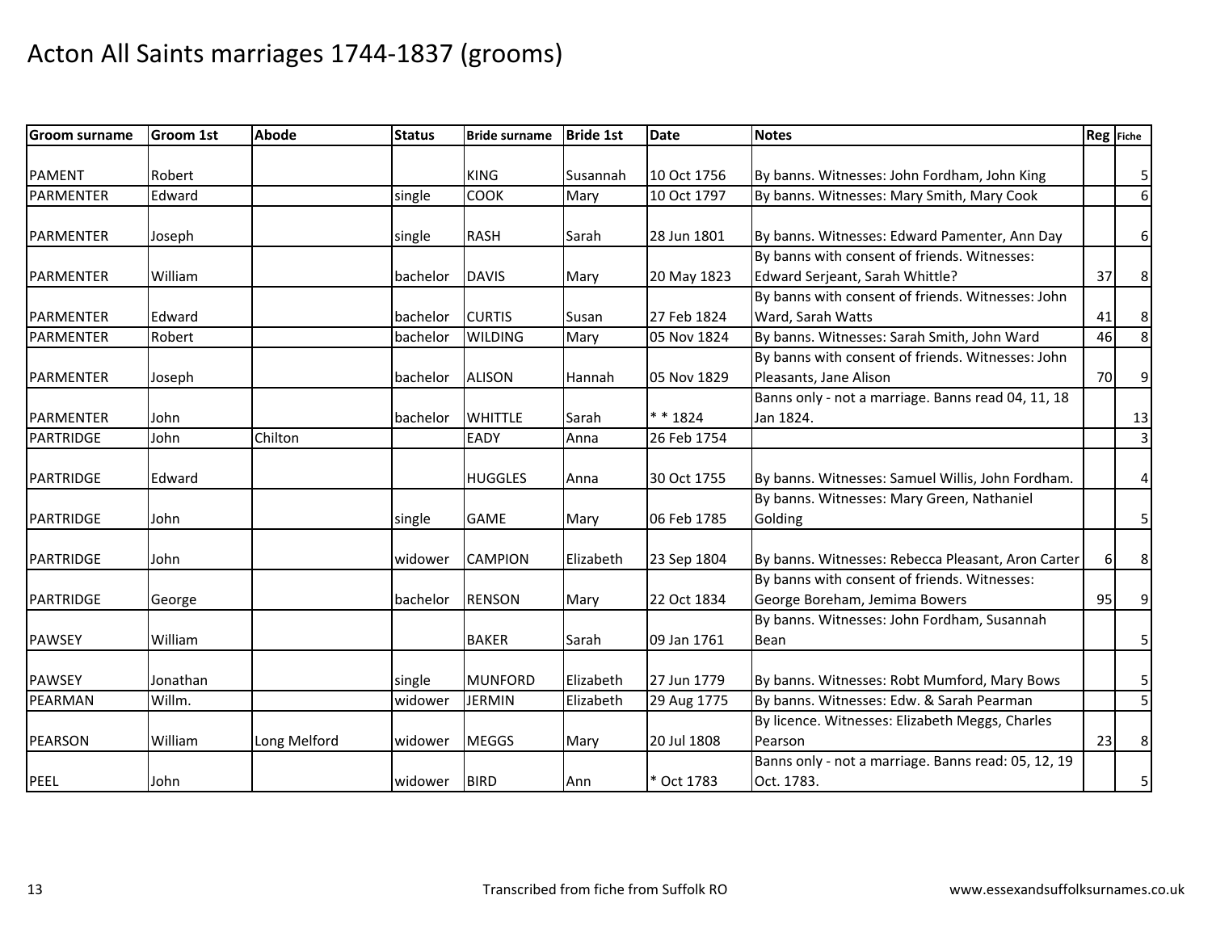# Acton All Saints marriages 1744-1837 (grooms)

| Groom surname | Groom 1st | Abode | Status | Bride surname | Bride 1st | Date | Notes | Reg | Fiche |
|---|---|---|---|---|---|---|---|---|---|
| PAMENT | Robert | | | KING | Susannah | 10 Oct 1756 | By banns. Witnesses: John Fordham, John King | | 5 |
| PARMENTER | Edward | | single | COOK | Mary | 10 Oct 1797 | By banns. Witnesses: Mary Smith, Mary Cook | | 6 |
| PARMENTER | Joseph | | single | RASH | Sarah | 28 Jun 1801 | By banns. Witnesses: Edward Pamenter, Ann Day | | 6 |
| PARMENTER | William | | bachelor | DAVIS | Mary | 20 May 1823 | By banns with consent of friends. Witnesses: Edward Serjeant, Sarah Whittle? | 37 | 8 |
| PARMENTER | Edward | | bachelor | CURTIS | Susan | 27 Feb 1824 | By banns with consent of friends. Witnesses: John Ward, Sarah Watts | 41 | 8 |
| PARMENTER | Robert | | bachelor | WILDING | Mary | 05 Nov 1824 | By banns. Witnesses: Sarah Smith, John Ward | 46 | 8 |
| PARMENTER | Joseph | | bachelor | ALISON | Hannah | 05 Nov 1829 | By banns with consent of friends. Witnesses: John Pleasants, Jane Alison | 70 | 9 |
| PARMENTER | John | | bachelor | WHITTLE | Sarah | * * 1824 | Banns only - not a marriage. Banns read 04, 11, 18 Jan 1824. | | 13 |
| PARTRIDGE | John | Chilton | | EADY | Anna | 26 Feb 1754 | | | 3 |
| PARTRIDGE | Edward | | | HUGGLES | Anna | 30 Oct 1755 | By banns. Witnesses: Samuel Willis, John Fordham. | | 4 |
| PARTRIDGE | John | | single | GAME | Mary | 06 Feb 1785 | By banns. Witnesses: Mary Green, Nathaniel Golding | | 5 |
| PARTRIDGE | John | | widower | CAMPION | Elizabeth | 23 Sep 1804 | By banns. Witnesses: Rebecca Pleasant, Aron Carter | 6 | 8 |
| PARTRIDGE | George | | bachelor | RENSON | Mary | 22 Oct 1834 | By banns with consent of friends. Witnesses: George Boreham, Jemima Bowers | 95 | 9 |
| PAWSEY | William | | | BAKER | Sarah | 09 Jan 1761 | By banns. Witnesses: John Fordham, Susannah Bean | | 5 |
| PAWSEY | Jonathan | | single | MUNFORD | Elizabeth | 27 Jun 1779 | By banns. Witnesses: Robt Mumford, Mary Bows | | 5 |
| PEARMAN | Willm. | | widower | JERMIN | Elizabeth | 29 Aug 1775 | By banns. Witnesses: Edw. & Sarah Pearman | | 5 |
| PEARSON | William | Long Melford | widower | MEGGS | Mary | 20 Jul 1808 | By licence. Witnesses: Elizabeth Meggs, Charles Pearson | 23 | 8 |
| PEEL | John | | widower | BIRD | Ann | * Oct 1783 | Banns only - not a marriage. Banns read: 05, 12, 19 Oct. 1783. | | 5 |

Transcribed from fiche from Suffolk RO www.essexandsuffolksurnames.co.uk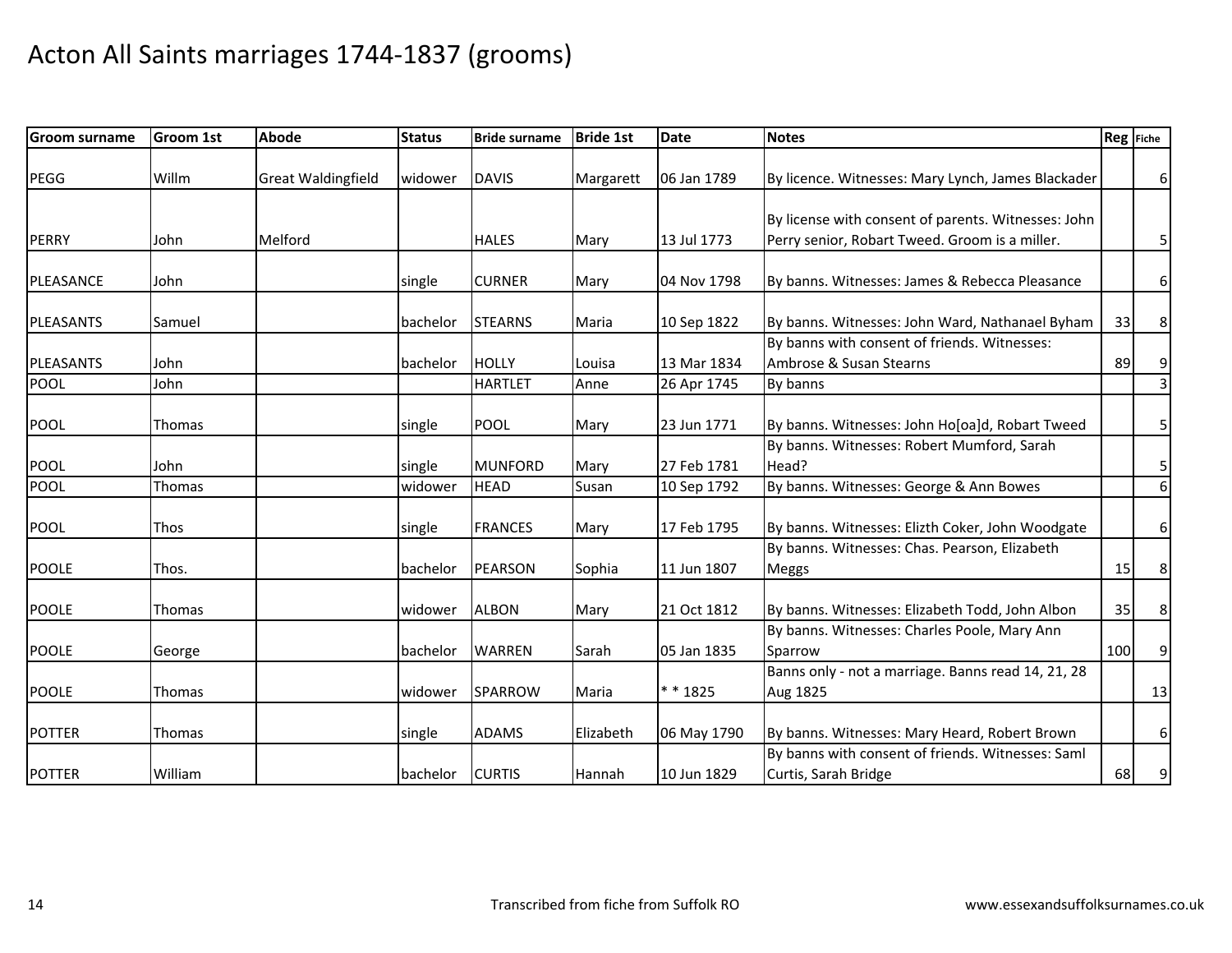# Acton All Saints marriages 1744-1837 (grooms)

| Groom surname | Groom 1st | Abode | Status | Bride surname | Bride 1st | Date | Notes | Reg | Fiche |
|---|---|---|---|---|---|---|---|---|---|
| PEGG | Willm | Great Waldingfield | widower | DAVIS | Margarett | 06 Jan 1789 | By licence. Witnesses: Mary Lynch, James Blackader | | 6 |
| PERRY | John | Melford | | HALES | Mary | 13 Jul 1773 | By license with consent of parents. Witnesses: John Perry senior, Robart Tweed. Groom is a miller. | | 5 |
| PLEASANCE | John | | single | CURNER | Mary | 04 Nov 1798 | By banns. Witnesses: James & Rebecca Pleasance | | 6 |
| PLEASANTS | Samuel | | bachelor | STEARNS | Maria | 10 Sep 1822 | By banns. Witnesses: John Ward, Nathanael Byham | 33 | 8 |
| PLEASANTS | John | | bachelor | HOLLY | Louisa | 13 Mar 1834 | By banns with consent of friends. Witnesses: Ambrose & Susan Stearns | 89 | 9 |
| POOL | John | | | HARTLET | Anne | 26 Apr 1745 | By banns | | 3 |
| POOL | Thomas | | single | POOL | Mary | 23 Jun 1771 | By banns. Witnesses: John Ho[oa]d, Robart Tweed | | 5 |
| POOL | John | | single | MUNFORD | Mary | 27 Feb 1781 | By banns. Witnesses: Robert Mumford, Sarah Head? | | 5 |
| POOL | Thomas | | widower | HEAD | Susan | 10 Sep 1792 | By banns. Witnesses: George & Ann Bowes | | 6 |
| POOL | Thos | | single | FRANCES | Mary | 17 Feb 1795 | By banns. Witnesses: Elizth Coker, John Woodgate | | 6 |
| POOLE | Thos. | | bachelor | PEARSON | Sophia | 11 Jun 1807 | By banns. Witnesses: Chas. Pearson, Elizabeth Meggs | 15 | 8 |
| POOLE | Thomas | | widower | ALBON | Mary | 21 Oct 1812 | By banns. Witnesses: Elizabeth Todd, John Albon | 35 | 8 |
| POOLE | George | | bachelor | WARREN | Sarah | 05 Jan 1835 | By banns. Witnesses: Charles Poole, Mary Ann Sparrow | 100 | 9 |
| POOLE | Thomas | | widower | SPARROW | Maria | * * 1825 | Banns only - not a marriage. Banns read 14, 21, 28 Aug 1825 | | 13 |
| POTTER | Thomas | | single | ADAMS | Elizabeth | 06 May 1790 | By banns. Witnesses: Mary Heard, Robert Brown | | 6 |
| POTTER | William | | bachelor | CURTIS | Hannah | 10 Jun 1829 | By banns with consent of friends. Witnesses: Saml Curtis, Sarah Bridge | 68 | 9 |

Transcribed from fiche from Suffolk RO

www.essexandsuffolksurnames.co.uk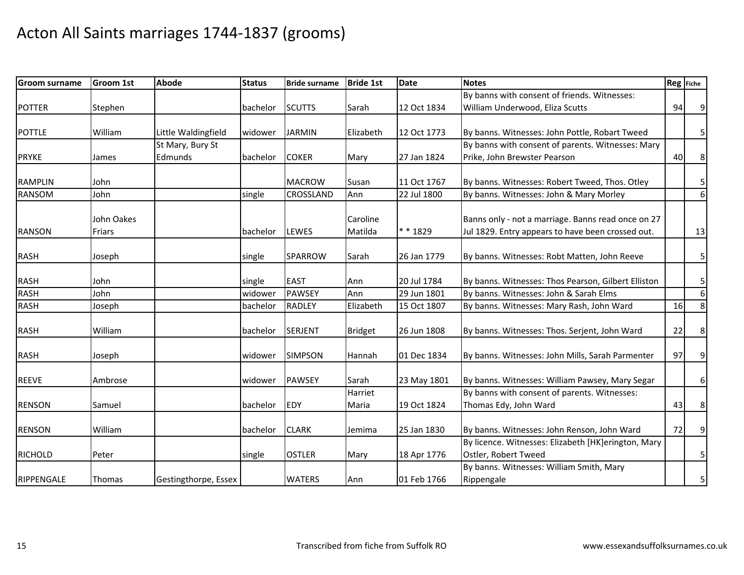# Acton All Saints marriages 1744-1837 (grooms)

| Groom surname | Groom 1st | Abode | Status | Bride surname | Bride 1st | Date | Notes | Reg | Fiche |
|---|---|---|---|---|---|---|---|---|---|
| POTTER | Stephen | | bachelor | SCUTTS | Sarah | 12 Oct 1834 | By banns with consent of friends. Witnesses: William Underwood, Eliza Scutts | 94 | 9 |
| POTTLE | William | Little Waldingfield | widower | JARMIN | Elizabeth | 12 Oct 1773 | By banns. Witnesses: John Pottle, Robart Tweed | | 5 |
| PRYKE | James | St Mary, Bury St Edmunds | bachelor | COKER | Mary | 27 Jan 1824 | By banns with consent of parents. Witnesses: Mary Prike, John Brewster Pearson | 40 | 8 |
| RAMPLIN | John | | | MACROW | Susan | 11 Oct 1767 | By banns. Witnesses: Robert Tweed, Thos. Otley | | 5 |
| RANSOM | John | | single | CROSSLAND | Ann | 22 Jul 1800 | By banns. Witnesses: John & Mary Morley | | 6 |
| RANSON | John Oakes Friars | | bachelor | LEWES | Caroline Matilda | * * 1829 | Banns only - not a marriage. Banns read once on 27 Jul 1829. Entry appears to have been crossed out. | | 13 |
| RASH | Joseph | | single | SPARROW | Sarah | 26 Jan 1779 | By banns. Witnesses: Robt Matten, John Reeve | | 5 |
| RASH | John | | single | EAST | Ann | 20 Jul 1784 | By banns. Witnesses: Thos Pearson, Gilbert Elliston | | 5 |
| RASH | John | | widower | PAWSEY | Ann | 29 Jun 1801 | By banns. Witnesses: John & Sarah Elms | | 6 |
| RASH | Joseph | | bachelor | RADLEY | Elizabeth | 15 Oct 1807 | By banns. Witnesses: Mary Rash, John Ward | 16 | 8 |
| RASH | William | | bachelor | SERJENT | Bridget | 26 Jun 1808 | By banns. Witnesses: Thos. Serjent, John Ward | 22 | 8 |
| RASH | Joseph | | widower | SIMPSON | Hannah | 01 Dec 1834 | By banns. Witnesses: John Mills, Sarah Parmenter | 97 | 9 |
| REEVE | Ambrose | | widower | PAWSEY | Sarah | 23 May 1801 | By banns. Witnesses: William Pawsey, Mary Segar | | 6 |
| RENSON | Samuel | | bachelor | EDY | Harriet Maria | 19 Oct 1824 | By banns with consent of parents. Witnesses: Thomas Edy, John Ward | 43 | 8 |
| RENSON | William | | bachelor | CLARK | Jemima | 25 Jan 1830 | By banns. Witnesses: John Renson, John Ward | 72 | 9 |
| RICHOLD | Peter | | single | OSTLER | Mary | 18 Apr 1776 | By licence. Witnesses: Elizabeth [HK]erington, Mary Ostler, Robert Tweed | | 5 |
| RIPPENGALE | Thomas | Gestingthorpe, Essex | | WATERS | Ann | 01 Feb 1766 | By banns. Witnesses: William Smith, Mary Rippengale | | 5 |

Transcribed from fiche from Suffolk RO

www.essexandsuffolksurnames.co.uk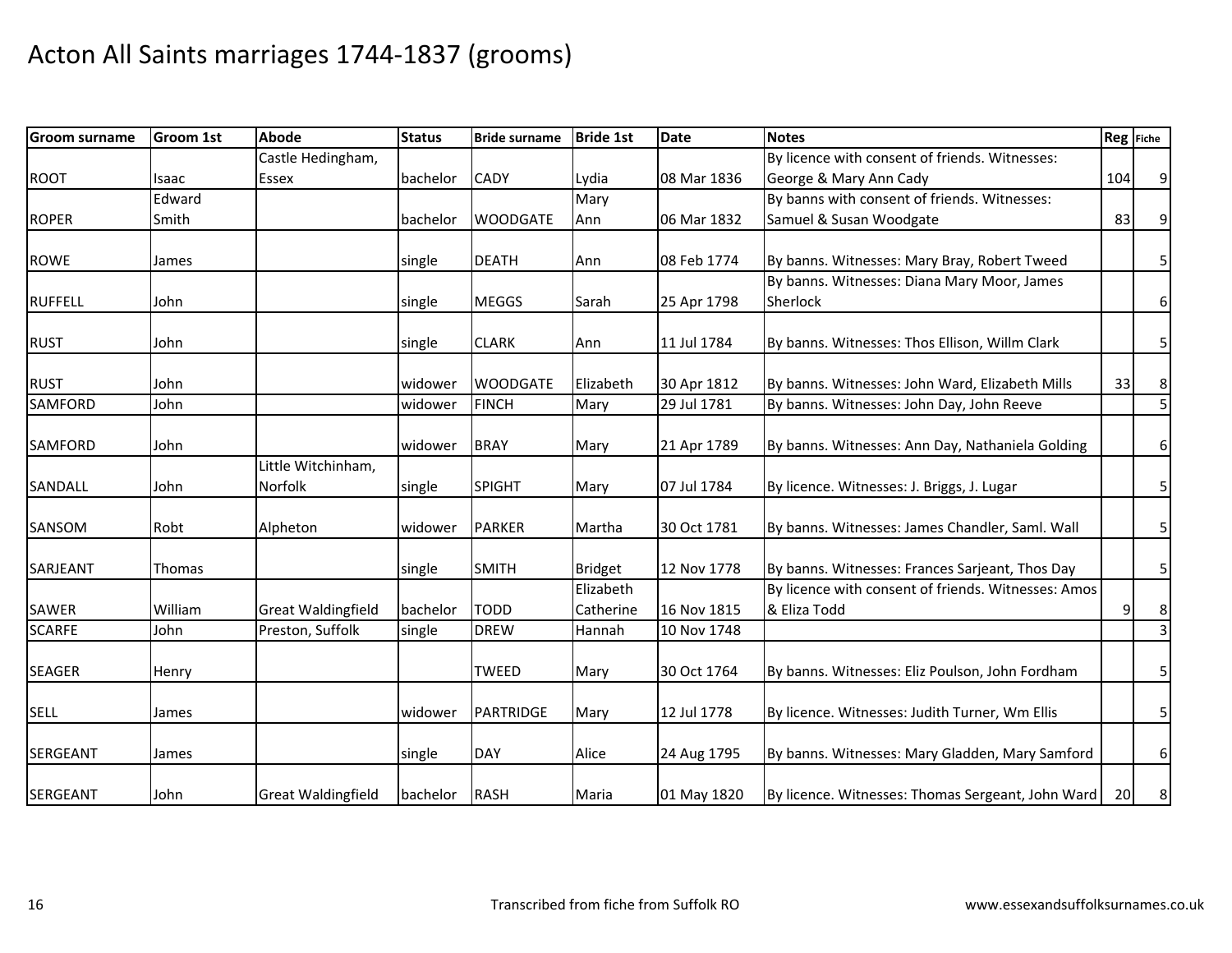# Acton All Saints marriages 1744-1837 (grooms)

| Groom surname | Groom 1st | Abode | Status | Bride surname | Bride 1st | Date | Notes | Reg | Fiche |
|---|---|---|---|---|---|---|---|---|---|
| ROOT | Isaac | Castle Hedingham, Essex | bachelor | CADY | Lydia | 08 Mar 1836 | By licence with consent of friends. Witnesses: George & Mary Ann Cady | 104 | 9 |
| ROPER | Edward Smith | | bachelor | WOODGATE | Mary Ann | 06 Mar 1832 | By banns with consent of friends. Witnesses: Samuel & Susan Woodgate | 83 | 9 |
| ROWE | James | | single | DEATH | Ann | 08 Feb 1774 | By banns. Witnesses: Mary Bray, Robert Tweed | | 5 |
| RUFFELL | John | | single | MEGGS | Sarah | 25 Apr 1798 | By banns. Witnesses: Diana Mary Moor, James Sherlock | | 6 |
| RUST | John | | single | CLARK | Ann | 11 Jul 1784 | By banns. Witnesses: Thos Ellison, Willm Clark | | 5 |
| RUST | John | | widower | WOODGATE | Elizabeth | 30 Apr 1812 | By banns. Witnesses: John Ward, Elizabeth Mills | 33 | 8 |
| SAMFORD | John | | widower | FINCH | Mary | 29 Jul 1781 | By banns. Witnesses: John Day, John Reeve | | 5 |
| SAMFORD | John | | widower | BRAY | Mary | 21 Apr 1789 | By banns. Witnesses: Ann Day, Nathaniela Golding | | 6 |
| SANDALL | John | Little Witchinham, Norfolk | single | SPIGHT | Mary | 07 Jul 1784 | By licence. Witnesses: J. Briggs, J. Lugar | | 5 |
| SANSOM | Robt | Alpheton | widower | PARKER | Martha | 30 Oct 1781 | By banns. Witnesses: James Chandler, Saml. Wall | | 5 |
| SARJEANT | Thomas | | single | SMITH | Bridget | 12 Nov 1778 | By banns. Witnesses: Frances Sarjeant, Thos Day | | 5 |
| SAWER | William | Great Waldingfield | bachelor | TODD | Elizabeth Catherine | 16 Nov 1815 | By licence with consent of friends. Witnesses: Amos & Eliza Todd | 9 | 8 |
| SCARFE | John | Preston, Suffolk | single | DREW | Hannah | 10 Nov 1748 | | | 3 |
| SEAGER | Henry | | | TWEED | Mary | 30 Oct 1764 | By banns. Witnesses: Eliz Poulson, John Fordham | | 5 |
| SELL | James | | widower | PARTRIDGE | Mary | 12 Jul 1778 | By licence. Witnesses: Judith Turner, Wm Ellis | | 5 |
| SERGEANT | James | | single | DAY | Alice | 24 Aug 1795 | By banns. Witnesses: Mary Gladden, Mary Samford | | 6 |
| SERGEANT | John | Great Waldingfield | bachelor | RASH | Maria | 01 May 1820 | By licence. Witnesses: Thomas Sergeant, John Ward | 20 | 8 |

Transcribed from fiche from Suffolk RO

www.essexandsuffolksurnames.co.uk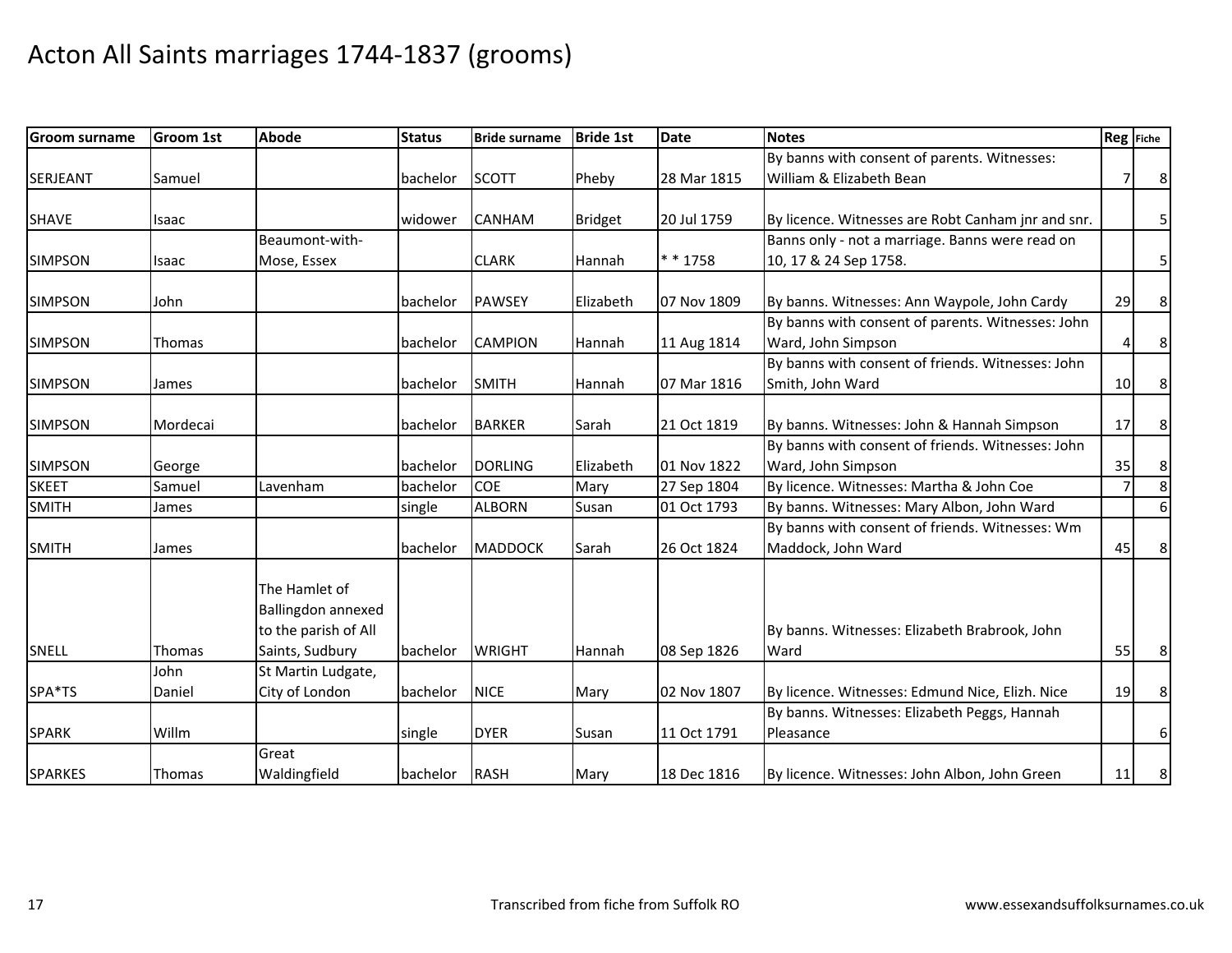# Acton All Saints marriages 1744-1837 (grooms)

| Groom surname | Groom 1st | Abode | Status | Bride surname | Bride 1st | Date | Notes | Reg | Fiche |
|---|---|---|---|---|---|---|---|---|---|
| SERJEANT | Samuel | | bachelor | SCOTT | Pheby | 28 Mar 1815 | By banns with consent of parents. Witnesses: William & Elizabeth Bean | 7 | 8 |
| SHAVE | Isaac | | widower | CANHAM | Bridget | 20 Jul 1759 | By licence. Witnesses are Robt Canham jnr and snr. | | 5 |
| SIMPSON | Isaac | Beaumont-with-Mose, Essex | | CLARK | Hannah | * * 1758 | Banns only - not a marriage. Banns were read on 10, 17 & 24 Sep 1758. | | 5 |
| SIMPSON | John | | bachelor | PAWSEY | Elizabeth | 07 Nov 1809 | By banns. Witnesses: Ann Waypole, John Cardy | 29 | 8 |
| SIMPSON | Thomas | | bachelor | CAMPION | Hannah | 11 Aug 1814 | By banns with consent of parents. Witnesses: John Ward, John Simpson | 4 | 8 |
| SIMPSON | James | | bachelor | SMITH | Hannah | 07 Mar 1816 | By banns with consent of friends. Witnesses: John Smith, John Ward | 10 | 8 |
| SIMPSON | Mordecai | | bachelor | BARKER | Sarah | 21 Oct 1819 | By banns. Witnesses: John & Hannah Simpson | 17 | 8 |
| SIMPSON | George | | bachelor | DORLING | Elizabeth | 01 Nov 1822 | By banns with consent of friends. Witnesses: John Ward, John Simpson | 35 | 8 |
| SKEET | Samuel | Lavenham | bachelor | COE | Mary | 27 Sep 1804 | By licence. Witnesses: Martha & John Coe | 7 | 8 |
| SMITH | James | | single | ALBORN | Susan | 01 Oct 1793 | By banns. Witnesses: Mary Albon, John Ward | | 6 |
| SMITH | James | | bachelor | MADDOCK | Sarah | 26 Oct 1824 | By banns with consent of friends. Witnesses: Wm Maddock, John Ward | 45 | 8 |
| SNELL | Thomas | The Hamlet of Ballingdon annexed to the parish of All Saints, Sudbury | bachelor | WRIGHT | Hannah | 08 Sep 1826 | By banns. Witnesses: Elizabeth Brabrook, John Ward | 55 | 8 |
| SPA*TS | John Daniel | St Martin Ludgate, City of London | bachelor | NICE | Mary | 02 Nov 1807 | By licence. Witnesses: Edmund Nice, Elizh. Nice | 19 | 8 |
| SPARK | Willm | | single | DYER | Susan | 11 Oct 1791 | By banns. Witnesses: Elizabeth Peggs, Hannah Pleasance | | 6 |
| SPARKES | Thomas | Great Waldingfield | bachelor | RASH | Mary | 18 Dec 1816 | By licence. Witnesses: John Albon, John Green | 11 | 8 |

Transcribed from fiche from Suffolk RO

www.essexandsuffolksurnames.co.uk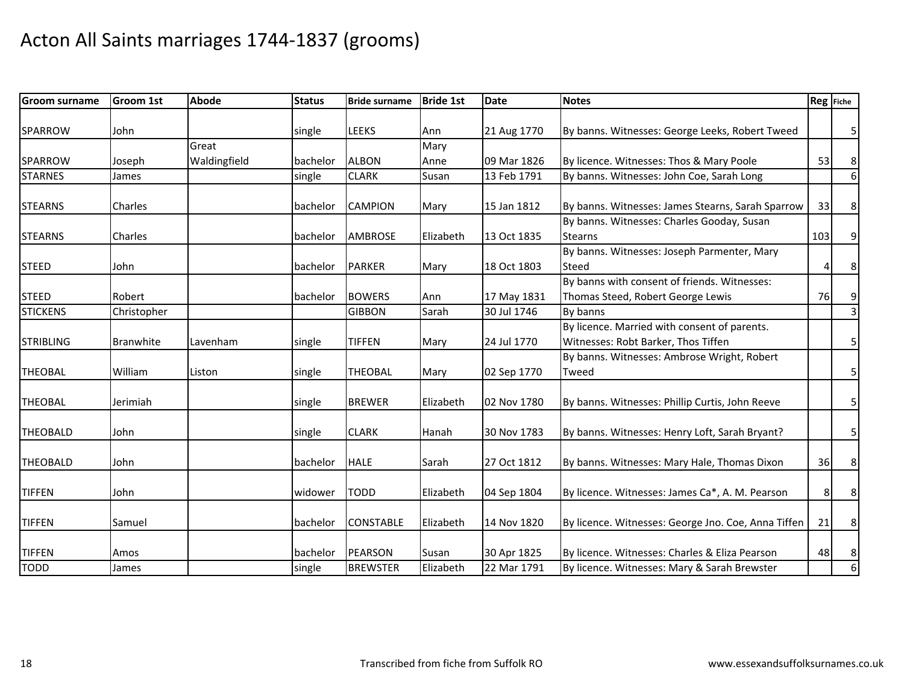# Acton All Saints marriages 1744-1837 (grooms)

| Groom surname | Groom 1st | Abode | Status | Bride surname | Bride 1st | Date | Notes | Reg | Fiche |
|---|---|---|---|---|---|---|---|---|---|
| SPARROW | John | | single | LEEKS | Ann | 21 Aug 1770 | By banns. Witnesses: George Leeks, Robert Tweed | | 5 |
| SPARROW | Joseph | Great Waldingfield | bachelor | ALBON | Mary Anne | 09 Mar 1826 | By licence. Witnesses: Thos & Mary Poole | 53 | 8 |
| STARNES | James | | single | CLARK | Susan | 13 Feb 1791 | By banns. Witnesses: John Coe, Sarah Long | | 6 |
| STEARNS | Charles | | bachelor | CAMPION | Mary | 15 Jan 1812 | By banns. Witnesses: James Stearns, Sarah Sparrow | 33 | 8 |
| STEARNS | Charles | | bachelor | AMBROSE | Elizabeth | 13 Oct 1835 | By banns. Witnesses: Charles Gooday, Susan Stearns | 103 | 9 |
| STEED | John | | bachelor | PARKER | Mary | 18 Oct 1803 | By banns. Witnesses: Joseph Parmenter, Mary Steed | 4 | 8 |
| STEED | Robert | | bachelor | BOWERS | Ann | 17 May 1831 | By banns with consent of friends. Witnesses: Thomas Steed, Robert George Lewis | 76 | 9 |
| STICKENS | Christopher | | | GIBBON | Sarah | 30 Jul 1746 | By banns | | 3 |
| STRIBLING | Branwhite | Lavenham | single | TIFFEN | Mary | 24 Jul 1770 | By licence. Married with consent of parents. Witnesses: Robt Barker, Thos Tiffen | | 5 |
| THEOBAL | William | Liston | single | THEOBAL | Mary | 02 Sep 1770 | By banns. Witnesses: Ambrose Wright, Robert Tweed | | 5 |
| THEOBAL | Jerimiah | | single | BREWER | Elizabeth | 02 Nov 1780 | By banns. Witnesses: Phillip Curtis, John Reeve | | 5 |
| THEOBALD | John | | single | CLARK | Hanah | 30 Nov 1783 | By banns. Witnesses: Henry Loft, Sarah Bryant? | | 5 |
| THEOBALD | John | | bachelor | HALE | Sarah | 27 Oct 1812 | By banns. Witnesses: Mary Hale, Thomas Dixon | 36 | 8 |
| TIFFEN | John | | widower | TODD | Elizabeth | 04 Sep 1804 | By licence. Witnesses: James Ca*, A. M. Pearson | 8 | 8 |
| TIFFEN | Samuel | | bachelor | CONSTABLE | Elizabeth | 14 Nov 1820 | By licence. Witnesses: George Jno. Coe, Anna Tiffen | 21 | 8 |
| TIFFEN | Amos | | bachelor | PEARSON | Susan | 30 Apr 1825 | By licence. Witnesses: Charles & Eliza Pearson | 48 | 8 |
| TODD | James | | single | BREWSTER | Elizabeth | 22 Mar 1791 | By licence. Witnesses: Mary & Sarah Brewster | | 6 |

Transcribed from fiche from Suffolk RO www.essexandsuffolksurnames.co.uk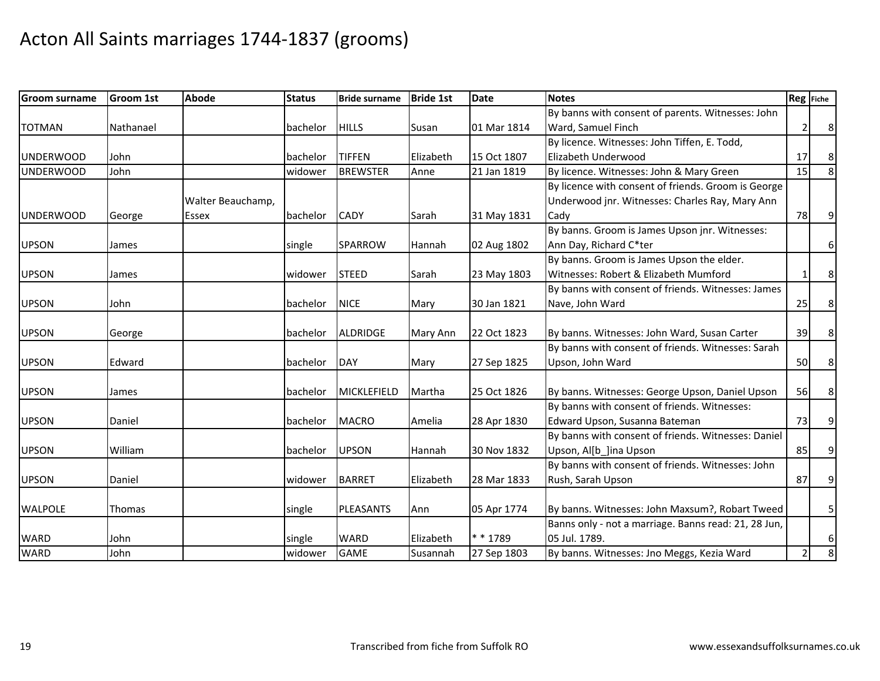# Acton All Saints marriages 1744-1837 (grooms)

| Groom surname | Groom 1st | Abode | Status | Bride surname | Bride 1st | Date | Notes | Reg | Fiche |
|---|---|---|---|---|---|---|---|---|---|
| TOTMAN | Nathanael | | bachelor | HILLS | Susan | 01 Mar 1814 | By banns with consent of parents. Witnesses: John Ward, Samuel Finch | 2 | 8 |
| UNDERWOOD | John | | bachelor | TIFFEN | Elizabeth | 15 Oct 1807 | By licence. Witnesses: John Tiffen, E. Todd, Elizabeth Underwood | 17 | 8 |
| UNDERWOOD | John | | widower | BREWSTER | Anne | 21 Jan 1819 | By licence. Witnesses: John & Mary Green | 15 | 8 |
| UNDERWOOD | George | Walter Beauchamp, Essex | bachelor | CADY | Sarah | 31 May 1831 | By licence with consent of friends. Groom is George Underwood jnr. Witnesses: Charles Ray, Mary Ann Cady | 78 | 9 |
| UPSON | James | | single | SPARROW | Hannah | 02 Aug 1802 | By banns. Groom is James Upson jnr. Witnesses: Ann Day, Richard C*ter | | 6 |
| UPSON | James | | widower | STEED | Sarah | 23 May 1803 | By banns. Groom is James Upson the elder. Witnesses: Robert & Elizabeth Mumford | 1 | 8 |
| UPSON | John | | bachelor | NICE | Mary | 30 Jan 1821 | By banns with consent of friends. Witnesses: James Nave, John Ward | 25 | 8 |
| UPSON | George | | bachelor | ALDRIDGE | Mary Ann | 22 Oct 1823 | By banns. Witnesses: John Ward, Susan Carter | 39 | 8 |
| UPSON | Edward | | bachelor | DAY | Mary | 27 Sep 1825 | By banns with consent of friends. Witnesses: Sarah Upson, John Ward | 50 | 8 |
| UPSON | James | | bachelor | MICKLEFIELD | Martha | 25 Oct 1826 | By banns. Witnesses: George Upson, Daniel Upson | 56 | 8 |
| UPSON | Daniel | | bachelor | MACRO | Amelia | 28 Apr 1830 | By banns with consent of friends. Witnesses: Edward Upson, Susanna Bateman | 73 | 9 |
| UPSON | William | | bachelor | UPSON | Hannah | 30 Nov 1832 | By banns with consent of friends. Witnesses: Daniel Upson, Al[b_]ina Upson | 85 | 9 |
| UPSON | Daniel | | widower | BARRET | Elizabeth | 28 Mar 1833 | By banns with consent of friends. Witnesses: John Rush, Sarah Upson | 87 | 9 |
| WALPOLE | Thomas | | single | PLEASANTS | Ann | 05 Apr 1774 | By banns. Witnesses: John Maxsum?, Robart Tweed | | 5 |
| WARD | John | | single | WARD | Elizabeth | * * 1789 | Banns only - not a marriage. Banns read: 21, 28 Jun, 05 Jul. 1789. | | 6 |
| WARD | John | | widower | GAME | Susannah | 27 Sep 1803 | By banns. Witnesses: Jno Meggs, Kezia Ward | 2 | 8 |

Transcribed from fiche from Suffolk RO

www.essexandsuffolksurnames.co.uk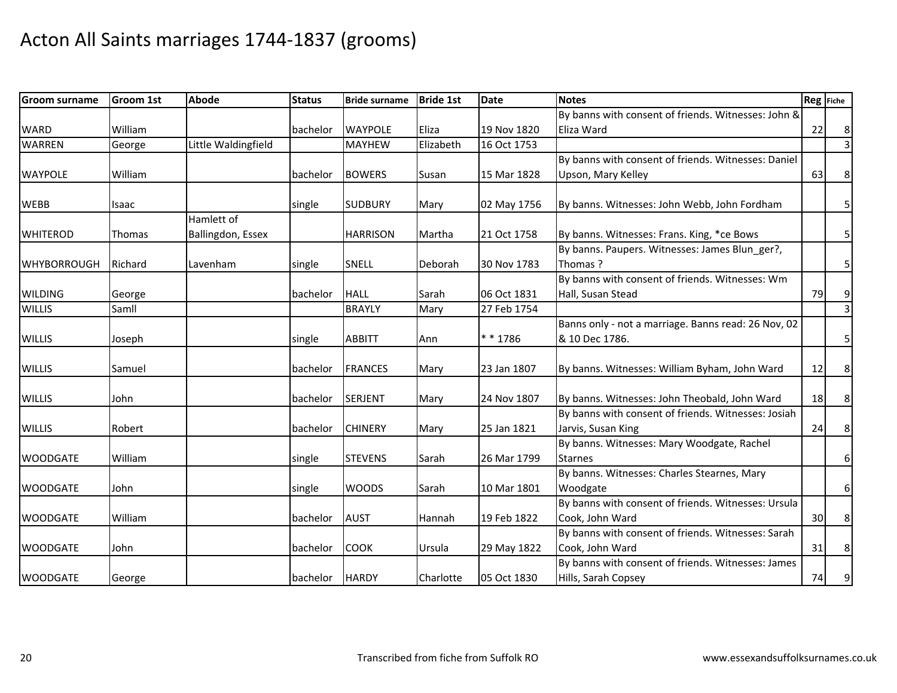# Acton All Saints marriages 1744-1837 (grooms)

| Groom surname | Groom 1st | Abode | Status | Bride surname | Bride 1st | Date | Notes | Reg | Fiche |
|---|---|---|---|---|---|---|---|---|---|
| WARD | William | | bachelor | WAYPOLE | Eliza | 19 Nov 1820 | By banns with consent of friends. Witnesses: John & Eliza Ward | 22 | 8 |
| WARREN | George | Little Waldingfield | | MAYHEW | Elizabeth | 16 Oct 1753 | | | 3 |
| WAYPOLE | William | | bachelor | BOWERS | Susan | 15 Mar 1828 | By banns with consent of friends. Witnesses: Daniel Upson, Mary Kelley | 63 | 8 |
| WEBB | Isaac | | single | SUDBURY | Mary | 02 May 1756 | By banns. Witnesses: John Webb, John Fordham | | 5 |
| WHITEROD | Thomas | Hamlett of Ballingdon, Essex | | HARRISON | Martha | 21 Oct 1758 | By banns. Witnesses: Frans. King, *ce Bows | | 5 |
| WHYBORROUGH | Richard | Lavenham | single | SNELL | Deborah | 30 Nov 1783 | By banns. Paupers. Witnesses: James Blun_ger?, Thomas ? | | 5 |
| WILDING | George | | bachelor | HALL | Sarah | 06 Oct 1831 | By banns with consent of friends. Witnesses: Wm Hall, Susan Stead | 79 | 9 |
| WILLIS | Samll | | | BRAYLY | Mary | 27 Feb 1754 | | | 3 |
| WILLIS | Joseph | | single | ABBITT | Ann | * * 1786 | Banns only - not a marriage. Banns read: 26 Nov, 02 & 10 Dec 1786. | | 5 |
| WILLIS | Samuel | | bachelor | FRANCES | Mary | 23 Jan 1807 | By banns. Witnesses: William Byham, John Ward | 12 | 8 |
| WILLIS | John | | bachelor | SERJENT | Mary | 24 Nov 1807 | By banns. Witnesses: John Theobald, John Ward | 18 | 8 |
| WILLIS | Robert | | bachelor | CHINERY | Mary | 25 Jan 1821 | By banns with consent of friends. Witnesses: Josiah Jarvis, Susan King | 24 | 8 |
| WOODGATE | William | | single | STEVENS | Sarah | 26 Mar 1799 | By banns. Witnesses: Mary Woodgate, Rachel Starnes | | 6 |
| WOODGATE | John | | single | WOODS | Sarah | 10 Mar 1801 | By banns. Witnesses: Charles Stearnes, Mary Woodgate | | 6 |
| WOODGATE | William | | bachelor | AUST | Hannah | 19 Feb 1822 | By banns with consent of friends. Witnesses: Ursula Cook, John Ward | 30 | 8 |
| WOODGATE | John | | bachelor | COOK | Ursula | 29 May 1822 | By banns with consent of friends. Witnesses: Sarah Cook, John Ward | 31 | 8 |
| WOODGATE | George | | bachelor | HARDY | Charlotte | 05 Oct 1830 | By banns with consent of friends. Witnesses: James Hills, Sarah Copsey | 74 | 9 |

Transcribed from fiche from Suffolk RO

www.essexandsuffolksurnames.co.uk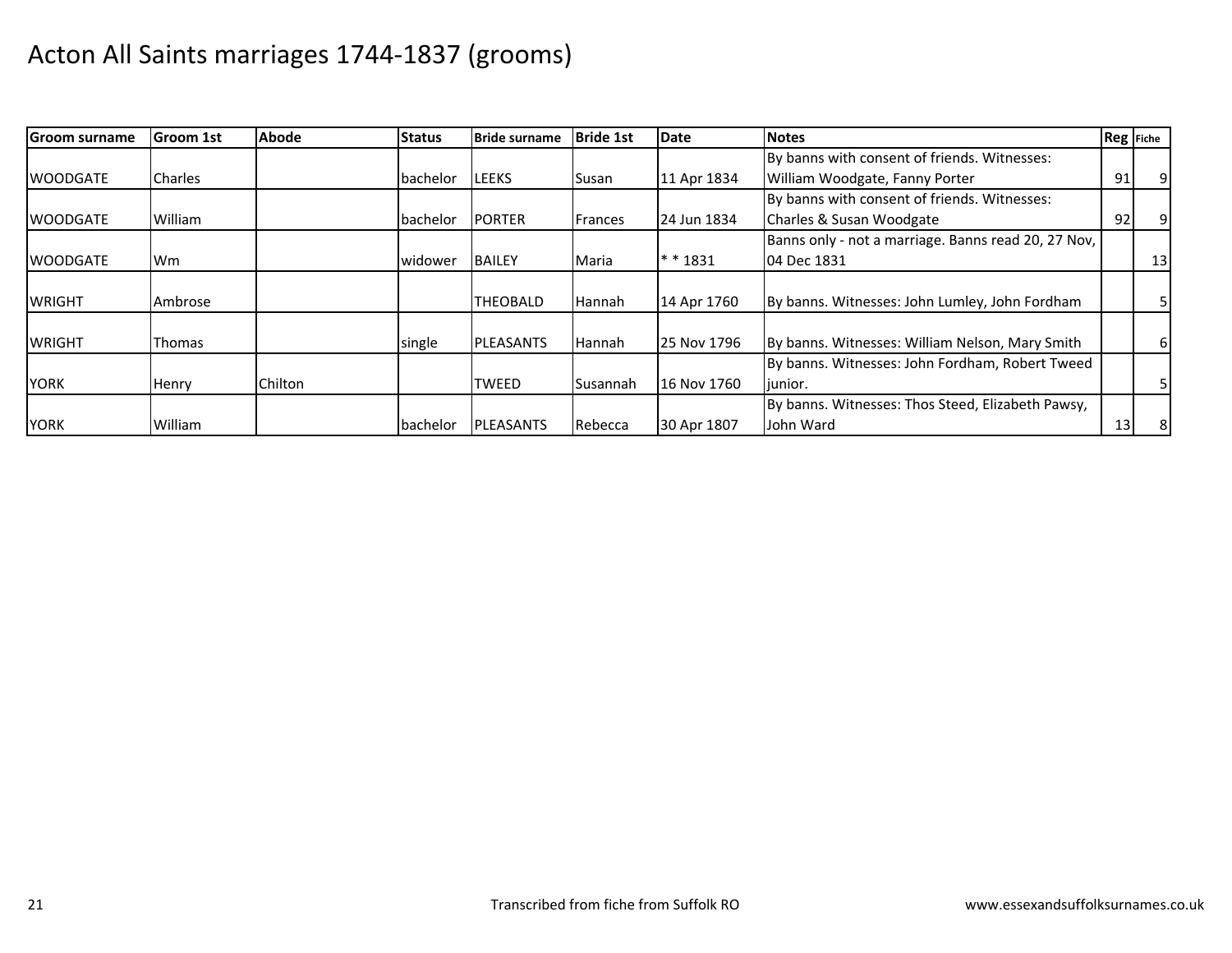# Acton All Saints marriages 1744-1837 (grooms)

| Groom surname | Groom 1st | Abode | Status | Bride surname | Bride 1st | Date | Notes | Reg | Fiche |
|---|---|---|---|---|---|---|---|---|---|
| WOODGATE | Charles | | bachelor | LEEKS | Susan | 11 Apr 1834 | By banns with consent of friends. Witnesses: William Woodgate, Fanny Porter | 91 | 9 |
| WOODGATE | William | | bachelor | PORTER | Frances | 24 Jun 1834 | By banns with consent of friends. Witnesses: Charles & Susan Woodgate | 92 | 9 |
| WOODGATE | Wm | | widower | BAILEY | Maria | * * 1831 | Banns only - not a marriage. Banns read 20, 27 Nov, 04 Dec 1831 | | 13 |
| WRIGHT | Ambrose | | | THEOBALD | Hannah | 14 Apr 1760 | By banns. Witnesses: John Lumley, John Fordham | | 5 |
| WRIGHT | Thomas | | single | PLEASANTS | Hannah | 25 Nov 1796 | By banns. Witnesses: William Nelson, Mary Smith | | 6 |
| YORK | Henry | Chilton | | TWEED | Susannah | 16 Nov 1760 | By banns. Witnesses: John Fordham, Robert Tweed junior. | | 5 |
| YORK | William | | bachelor | PLEASANTS | Rebecca | 30 Apr 1807 | By banns. Witnesses: Thos Steed, Elizabeth Pawsy, John Ward | 13 | 8 |

Transcribed from fiche from Suffolk RO

www.essexandsuffolksurnames.co.uk